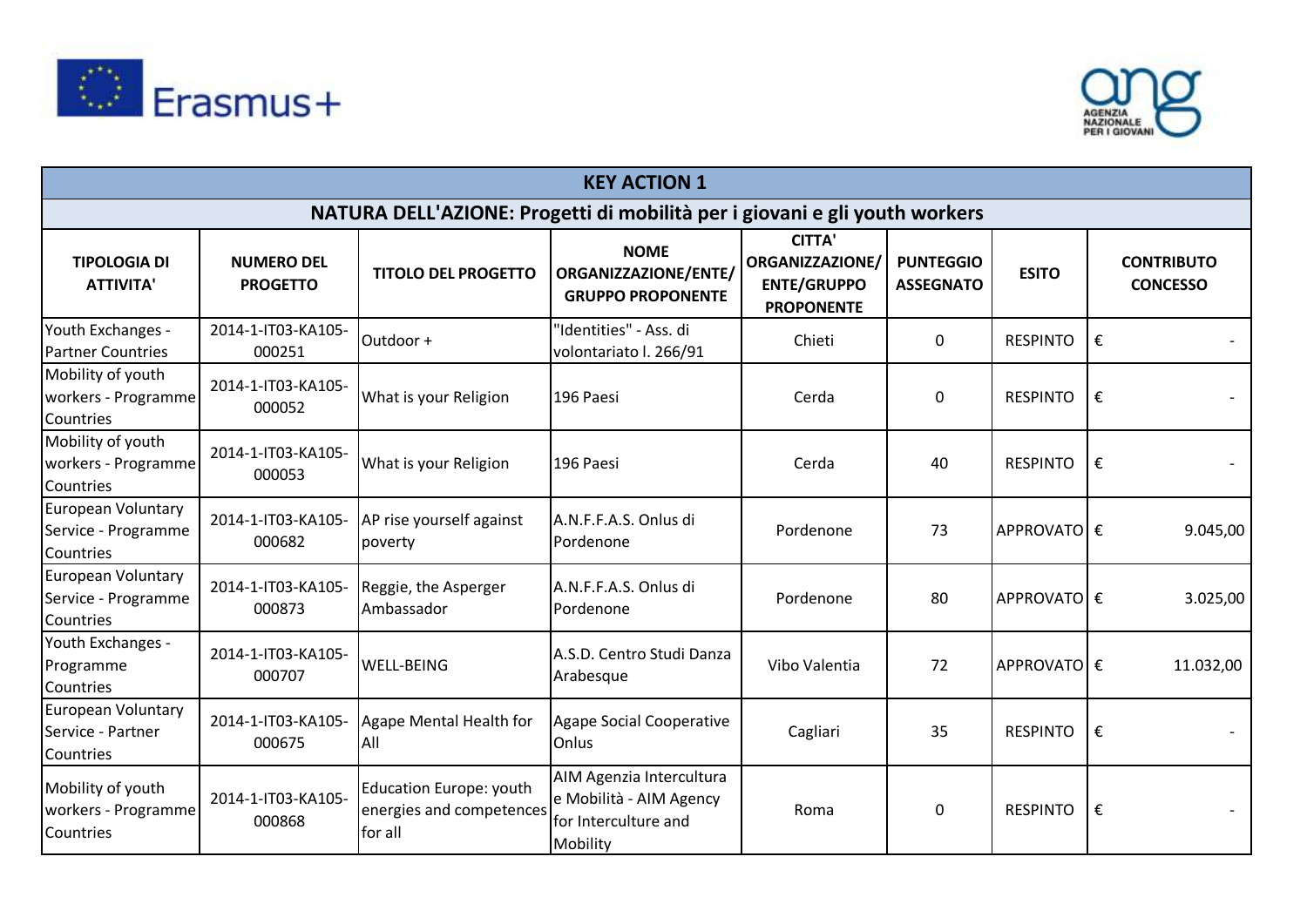| KEY ACTION 1 | | | | | | | |
|---|---|---|---|---|---|---|---|
| NATURA DELL'AZIONE: Progetti di mobilità per i giovani e gli youth workers | | | | | | | |
| TIPOLOGIA DI ATTIVITA' | NUMERO DEL PROGETTO | TITOLO DEL PROGETTO | NOME ORGANIZZAZIONE/ENTE/ GRUPPO PROPONENTE | CITTA' ORGANIZZAZIONE/ ENTE/GRUPPO PROPONENTE | PUNTEGGIO ASSEGNATO | ESITO | CONTRIBUTO CONCESSO |
| Youth Exchanges - Partner Countries | 2014-1-IT03-KA105-000251 | Outdoor + | "Identities" - Ass. di volontariato l. 266/91 | Chieti | 0 | RESPINTO | € - |
| Mobility of youth workers - Programme Countries | 2014-1-IT03-KA105-000052 | What is your Religion | 196 Paesi | Cerda | 0 | RESPINTO | € - |
| Mobility of youth workers - Programme Countries | 2014-1-IT03-KA105-000053 | What is your Religion | 196 Paesi | Cerda | 40 | RESPINTO | € - |
| European Voluntary Service - Programme Countries | 2014-1-IT03-KA105-000682 | AP rise yourself against poverty | A.N.F.F.A.S. Onlus di Pordenone | Pordenone | 73 | APPROVATO | € 9.045,00 |
| European Voluntary Service - Programme Countries | 2014-1-IT03-KA105-000873 | Reggie, the Asperger Ambassador | A.N.F.F.A.S. Onlus di Pordenone | Pordenone | 80 | APPROVATO | € 3.025,00 |
| Youth Exchanges - Programme Countries | 2014-1-IT03-KA105-000707 | WELL-BEING | A.S.D. Centro Studi Danza Arabesque | Vibo Valentia | 72 | APPROVATO | € 11.032,00 |
| European Voluntary Service - Partner Countries | 2014-1-IT03-KA105-000675 | Agape Mental Health for All | Agape Social Cooperative Onlus | Cagliari | 35 | RESPINTO | € - |
| Mobility of youth workers - Programme Countries | 2014-1-IT03-KA105-000868 | Education Europe: youth energies and competences for all | AIM Agenzia Intercultura e Mobilità - AIM Agency for Interculture and Mobility | Roma | 0 | RESPINTO | € - |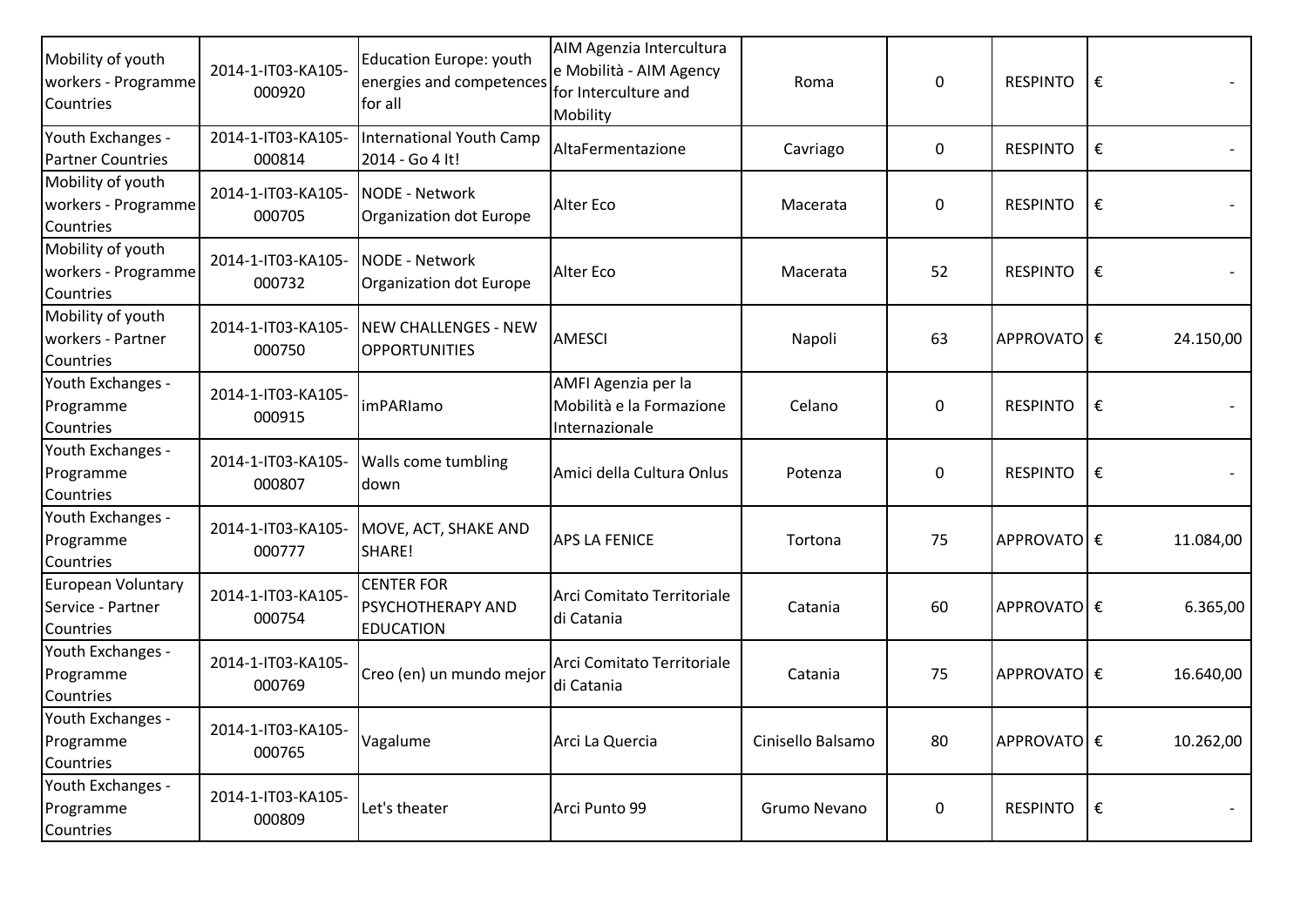| | | | | | | | |
|---|---|---|---|---|---|---|---|
| Mobility of youth workers - Programme Countries | 2014-1-IT03-KA105-000920 | Education Europe: youth energies and competences for all | AIM Agenzia Intercultura e Mobilità - AIM Agency for Interculture and Mobility | Roma | 0 | RESPINTO | € - |
| Youth Exchanges - Partner Countries | 2014-1-IT03-KA105-000814 | International Youth Camp 2014 - Go 4 It! | AltaFermentazione | Cavriago | 0 | RESPINTO | € - |
| Mobility of youth workers - Programme Countries | 2014-1-IT03-KA105-000705 | NODE - Network Organization dot Europe | Alter Eco | Macerata | 0 | RESPINTO | € - |
| Mobility of youth workers - Programme Countries | 2014-1-IT03-KA105-000732 | NODE - Network Organization dot Europe | Alter Eco | Macerata | 52 | RESPINTO | € - |
| Mobility of youth workers - Partner Countries | 2014-1-IT03-KA105-000750 | NEW CHALLENGES - NEW OPPORTUNITIES | AMESCI | Napoli | 63 | APPROVATO | € 24.150,00 |
| Youth Exchanges - Programme Countries | 2014-1-IT03-KA105-000915 | imPARIamo | AMFI Agenzia per la Mobilità e la Formazione Internazionale | Celano | 0 | RESPINTO | € - |
| Youth Exchanges - Programme Countries | 2014-1-IT03-KA105-000807 | Walls come tumbling down | Amici della Cultura Onlus | Potenza | 0 | RESPINTO | € - |
| Youth Exchanges - Programme Countries | 2014-1-IT03-KA105-000777 | MOVE, ACT, SHAKE AND SHARE! | APS LA FENICE | Tortona | 75 | APPROVATO | € 11.084,00 |
| European Voluntary Service - Partner Countries | 2014-1-IT03-KA105-000754 | CENTER FOR PSYCHOTHERAPY AND EDUCATION | Arci Comitato Territoriale di Catania | Catania | 60 | APPROVATO | € 6.365,00 |
| Youth Exchanges - Programme Countries | 2014-1-IT03-KA105-000769 | Creo (en) un mundo mejor | Arci Comitato Territoriale di Catania | Catania | 75 | APPROVATO | € 16.640,00 |
| Youth Exchanges - Programme Countries | 2014-1-IT03-KA105-000765 | Vagalume | Arci La Quercia | Cinisello Balsamo | 80 | APPROVATO | € 10.262,00 |
| Youth Exchanges - Programme Countries | 2014-1-IT03-KA105-000809 | Let's theater | Arci Punto 99 | Grumo Nevano | 0 | RESPINTO | € - |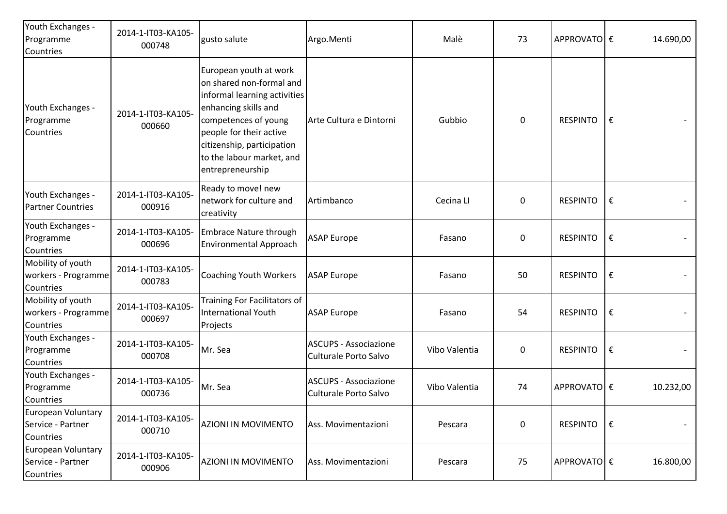| | | | | | | | |
|---|---|---|---|---|---|---|---|
| Youth Exchanges - Programme Countries | 2014-1-IT03-KA105-000748 | gusto salute | Argo.Menti | Malè | 73 | APPROVATO | € 14.690,00 |
| Youth Exchanges - Programme Countries | 2014-1-IT03-KA105-000660 | European youth at work on shared non-formal and informal learning activities enhancing skills and competences of young people for their active citizenship, participation to the labour market, and entrepreneurship | Arte Cultura e Dintorni | Gubbio | 0 | RESPINTO | € - |
| Youth Exchanges - Partner Countries | 2014-1-IT03-KA105-000916 | Ready to move! new network for culture and creativity | Artimbanco | Cecina LI | 0 | RESPINTO | € - |
| Youth Exchanges - Programme Countries | 2014-1-IT03-KA105-000696 | Embrace Nature through Environmental Approach | ASAP Europe | Fasano | 0 | RESPINTO | € - |
| Mobility of youth workers - Programme Countries | 2014-1-IT03-KA105-000783 | Coaching Youth Workers | ASAP Europe | Fasano | 50 | RESPINTO | € - |
| Mobility of youth workers - Programme Countries | 2014-1-IT03-KA105-000697 | Training For Facilitators of International Youth Projects | ASAP Europe | Fasano | 54 | RESPINTO | € - |
| Youth Exchanges - Programme Countries | 2014-1-IT03-KA105-000708 | Mr. Sea | ASCUPS - Associazione Culturale Porto Salvo | Vibo Valentia | 0 | RESPINTO | € - |
| Youth Exchanges - Programme Countries | 2014-1-IT03-KA105-000736 | Mr. Sea | ASCUPS - Associazione Culturale Porto Salvo | Vibo Valentia | 74 | APPROVATO | € 10.232,00 |
| European Voluntary Service - Partner Countries | 2014-1-IT03-KA105-000710 | AZIONI IN MOVIMENTO | Ass. Movimentazioni | Pescara | 0 | RESPINTO | € - |
| European Voluntary Service - Partner Countries | 2014-1-IT03-KA105-000906 | AZIONI IN MOVIMENTO | Ass. Movimentazioni | Pescara | 75 | APPROVATO | € 16.800,00 |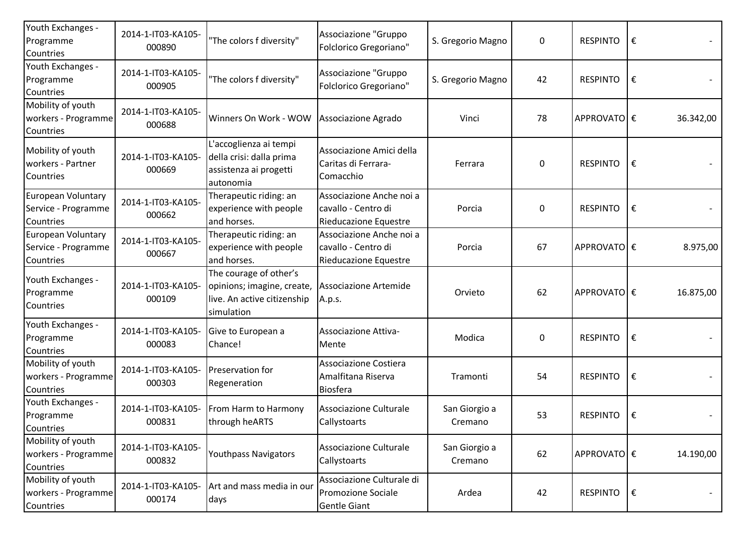| | | | | | | | |
|---|---|---|---|---|---|---|---|
| Youth Exchanges - Programme Countries | 2014-1-IT03-KA105-000890 | "The colors f diversity" | Associazione "Gruppo Folclorico Gregoriano" | S. Gregorio Magno | 0 | RESPINTO | € - |
| Youth Exchanges - Programme Countries | 2014-1-IT03-KA105-000905 | "The colors f diversity" | Associazione "Gruppo Folclorico Gregoriano" | S. Gregorio Magno | 42 | RESPINTO | € - |
| Mobility of youth workers - Programme Countries | 2014-1-IT03-KA105-000688 | Winners On Work - WOW | Associazione Agrado | Vinci | 78 | APPROVATO | € 36.342,00 |
| Mobility of youth workers - Partner Countries | 2014-1-IT03-KA105-000669 | L'accoglienza ai tempi della crisi: dalla prima assistenza ai progetti autonomia | Associazione Amici della Caritas di Ferrara-Comacchio | Ferrara | 0 | RESPINTO | € - |
| European Voluntary Service - Programme Countries | 2014-1-IT03-KA105-000662 | Therapeutic riding: an experience with people and horses. | Associazione Anche noi a cavallo - Centro di Rieducazione Equestre | Porcia | 0 | RESPINTO | € - |
| European Voluntary Service - Programme Countries | 2014-1-IT03-KA105-000667 | Therapeutic riding: an experience with people and horses. | Associazione Anche noi a cavallo - Centro di Rieducazione Equestre | Porcia | 67 | APPROVATO | € 8.975,00 |
| Youth Exchanges - Programme Countries | 2014-1-IT03-KA105-000109 | The courage of other's opinions; imagine, create, live. An active citizenship simulation | Associazione Artemide A.p.s. | Orvieto | 62 | APPROVATO | € 16.875,00 |
| Youth Exchanges - Programme Countries | 2014-1-IT03-KA105-000083 | Give to European a Chance! | Associazione Attiva-Mente | Modica | 0 | RESPINTO | € - |
| Mobility of youth workers - Programme Countries | 2014-1-IT03-KA105-000303 | Preservation for Regeneration | Associazione Costiera Amalfitana Riserva Biosfera | Tramonti | 54 | RESPINTO | € - |
| Youth Exchanges - Programme Countries | 2014-1-IT03-KA105-000831 | From Harm to Harmony through heARTS | Associazione Culturale Callystoarts | San Giorgio a Cremano | 53 | RESPINTO | € - |
| Mobility of youth workers - Programme Countries | 2014-1-IT03-KA105-000832 | Youthpass Navigators | Associazione Culturale Callystoarts | San Giorgio a Cremano | 62 | APPROVATO | € 14.190,00 |
| Mobility of youth workers - Programme Countries | 2014-1-IT03-KA105-000174 | Art and mass media in our days | Associazione Culturale di Promozione Sociale Gentle Giant | Ardea | 42 | RESPINTO | € - |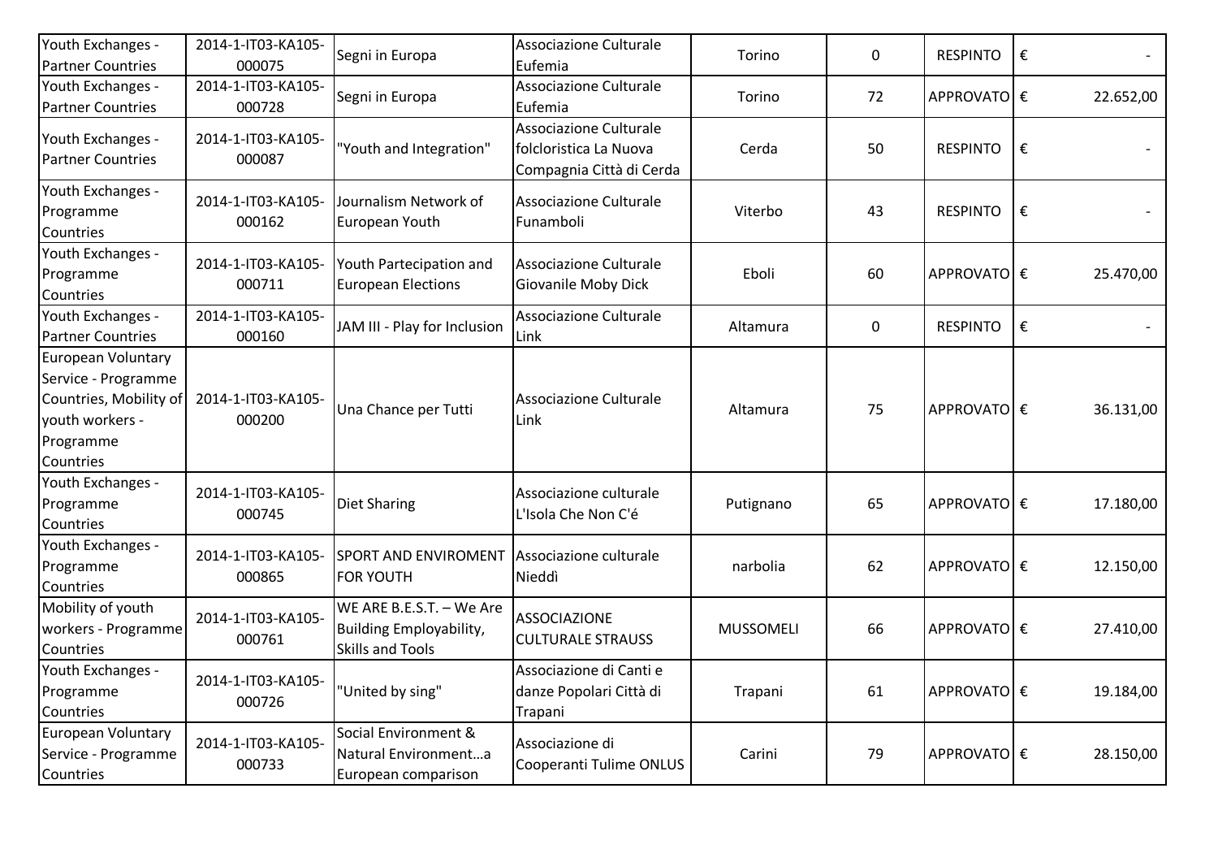| Youth Exchanges - Partner Countries | 2014-1-IT03-KA105-000075 | Segni in Europa | Associazione Culturale Eufemia | Torino | 0 | RESPINTO | € - |
|---|---|---|---|---|---|---|---|
| Youth Exchanges - Partner Countries | 2014-1-IT03-KA105-000728 | Segni in Europa | Associazione Culturale Eufemia | Torino | 72 | APPROVATO | € 22.652,00 |
| Youth Exchanges - Partner Countries | 2014-1-IT03-KA105-000087 | "Youth and Integration" | Associazione Culturale folcloristica La Nuova Compagnia Città di Cerda | Cerda | 50 | RESPINTO | € - |
| Youth Exchanges - Programme Countries | 2014-1-IT03-KA105-000162 | Journalism Network of European Youth | Associazione Culturale Funamboli | Viterbo | 43 | RESPINTO | € - |
| Youth Exchanges - Programme Countries | 2014-1-IT03-KA105-000711 | Youth Partecipation and European Elections | Associazione Culturale Giovanile Moby Dick | Eboli | 60 | APPROVATO | € 25.470,00 |
| Youth Exchanges - Partner Countries | 2014-1-IT03-KA105-000160 | JAM III - Play for Inclusion | Associazione Culturale Link | Altamura | 0 | RESPINTO | € - |
| European Voluntary Service - Programme Countries, Mobility of youth workers - Programme Countries | 2014-1-IT03-KA105-000200 | Una Chance per Tutti | Associazione Culturale Link | Altamura | 75 | APPROVATO | € 36.131,00 |
| Youth Exchanges - Programme Countries | 2014-1-IT03-KA105-000745 | Diet Sharing | Associazione culturale L'Isola Che Non C'é | Putignano | 65 | APPROVATO | € 17.180,00 |
| Youth Exchanges - Programme Countries | 2014-1-IT03-KA105-000865 | SPORT AND ENVIROMENT FOR YOUTH | Associazione culturale Nieddì | narbolia | 62 | APPROVATO | € 12.150,00 |
| Mobility of youth workers - Programme Countries | 2014-1-IT03-KA105-000761 | WE ARE B.E.S.T. – We Are Building Employability, Skills and Tools | ASSOCIAZIONE CULTURALE STRAUSS | MUSSOMELI | 66 | APPROVATO | € 27.410,00 |
| Youth Exchanges - Programme Countries | 2014-1-IT03-KA105-000726 | "United by sing" | Associazione di Canti e danze Popolari Città di Trapani | Trapani | 61 | APPROVATO | € 19.184,00 |
| European Voluntary Service - Programme Countries | 2014-1-IT03-KA105-000733 | Social Environment & Natural Environment…a European comparison | Associazione di Cooperanti Tulime ONLUS | Carini | 79 | APPROVATO | € 28.150,00 |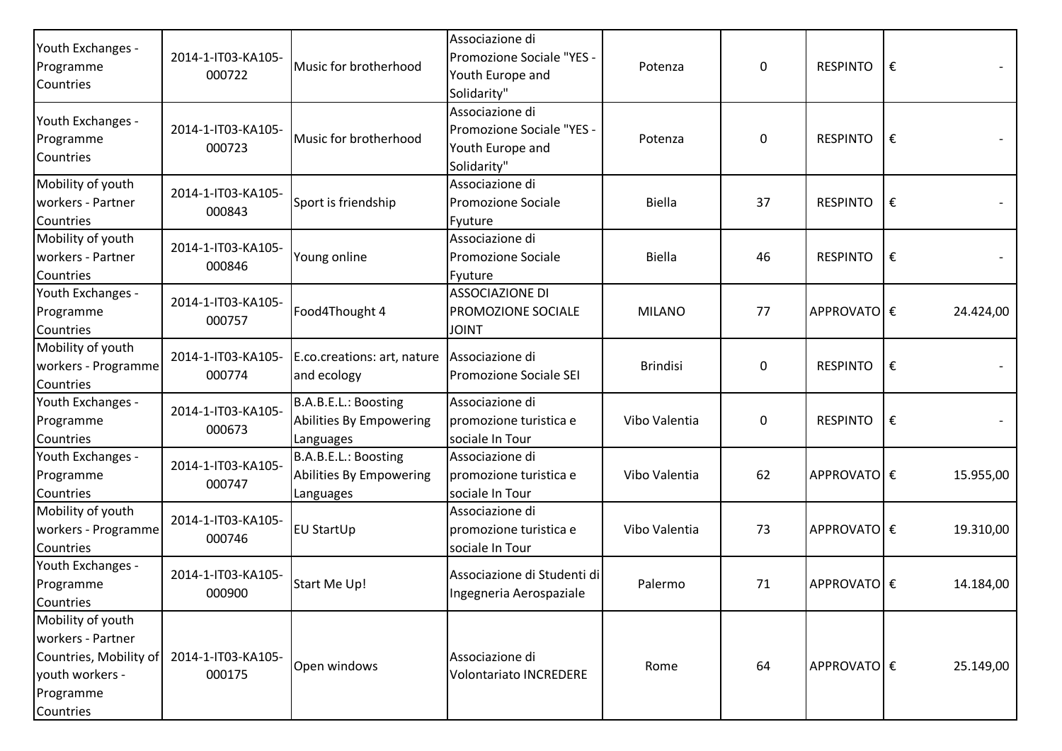| | | | | | | | |
|---|---|---|---|---|---|---|---|
| Youth Exchanges - Programme Countries | 2014-1-IT03-KA105-000722 | Music for brotherhood | Associazione di Promozione Sociale "YES - Youth Europe and Solidarity" | Potenza | 0 | RESPINTO | € - |
| Youth Exchanges - Programme Countries | 2014-1-IT03-KA105-000723 | Music for brotherhood | Associazione di Promozione Sociale "YES - Youth Europe and Solidarity" | Potenza | 0 | RESPINTO | € - |
| Mobility of youth workers - Partner Countries | 2014-1-IT03-KA105-000843 | Sport is friendship | Associazione di Promozione Sociale Fyuture | Biella | 37 | RESPINTO | € - |
| Mobility of youth workers - Partner Countries | 2014-1-IT03-KA105-000846 | Young online | Associazione di Promozione Sociale Fyuture | Biella | 46 | RESPINTO | € - |
| Youth Exchanges - Programme Countries | 2014-1-IT03-KA105-000757 | Food4Thought 4 | ASSOCIAZIONE DI PROMOZIONE SOCIALE JOINT | MILANO | 77 | APPROVATO | € 24.424,00 |
| Mobility of youth workers - Programme Countries | 2014-1-IT03-KA105-000774 | E.co.creations: art, nature and ecology | Associazione di Promozione Sociale SEI | Brindisi | 0 | RESPINTO | € - |
| Youth Exchanges - Programme Countries | 2014-1-IT03-KA105-000673 | B.A.B.E.L.: Boosting Abilities By Empowering Languages | Associazione di promozione turistica e sociale In Tour | Vibo Valentia | 0 | RESPINTO | € - |
| Youth Exchanges - Programme Countries | 2014-1-IT03-KA105-000747 | B.A.B.E.L.: Boosting Abilities By Empowering Languages | Associazione di promozione turistica e sociale In Tour | Vibo Valentia | 62 | APPROVATO | € 15.955,00 |
| Mobility of youth workers - Programme Countries | 2014-1-IT03-KA105-000746 | EU StartUp | Associazione di promozione turistica e sociale In Tour | Vibo Valentia | 73 | APPROVATO | € 19.310,00 |
| Youth Exchanges - Programme Countries | 2014-1-IT03-KA105-000900 | Start Me Up! | Associazione di Studenti di Ingegneria Aerospaziale | Palermo | 71 | APPROVATO | € 14.184,00 |
| Mobility of youth workers - Partner Countries, Mobility of youth workers - Programme Countries | 2014-1-IT03-KA105-000175 | Open windows | Associazione di Volontariato INCREDERE | Rome | 64 | APPROVATO | € 25.149,00 |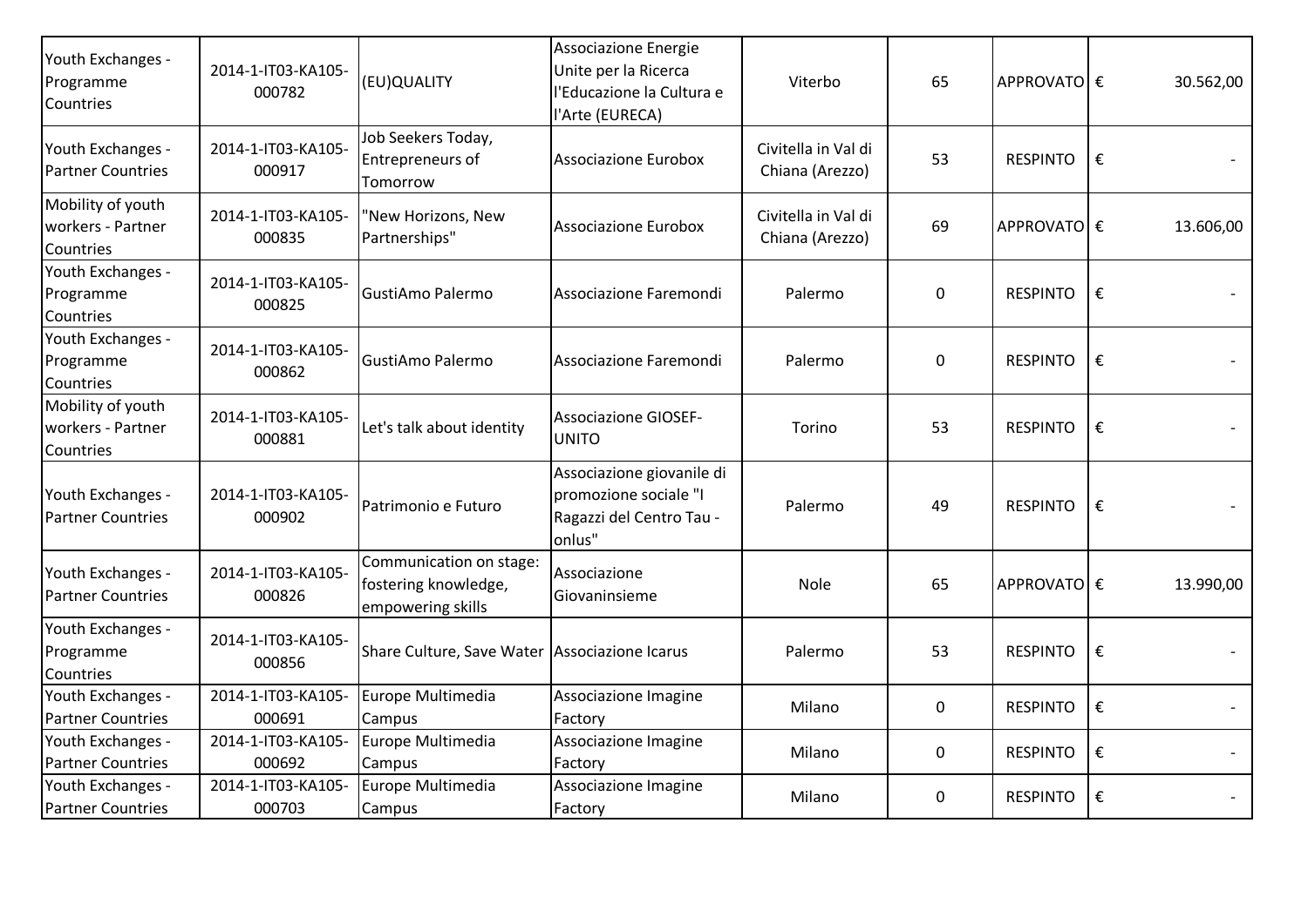| | | | | | | | | |
|---|---|---|---|---|---|---|---|---|
| Youth Exchanges - Programme Countries | 2014-1-IT03-KA105-000782 | (EU)QUALITY | Associazione Energie Unite per la Ricerca l'Educazione la Cultura e l'Arte (EURECA) | Viterbo | 65 | APPROVATO | € | 30.562,00 |
| Youth Exchanges - Partner Countries | 2014-1-IT03-KA105-000917 | Job Seekers Today, Entrepreneurs of Tomorrow | Associazione Eurobox | Civitella in Val di Chiana (Arezzo) | 53 | RESPINTO | € | - |
| Mobility of youth workers - Partner Countries | 2014-1-IT03-KA105-000835 | "New Horizons, New Partnerships" | Associazione Eurobox | Civitella in Val di Chiana (Arezzo) | 69 | APPROVATO | € | 13.606,00 |
| Youth Exchanges - Programme Countries | 2014-1-IT03-KA105-000825 | GustiAmo Palermo | Associazione Faremondi | Palermo | 0 | RESPINTO | € | - |
| Youth Exchanges - Programme Countries | 2014-1-IT03-KA105-000862 | GustiAmo Palermo | Associazione Faremondi | Palermo | 0 | RESPINTO | € | - |
| Mobility of youth workers - Partner Countries | 2014-1-IT03-KA105-000881 | Let's talk about identity | Associazione GIOSEF-UNITO | Torino | 53 | RESPINTO | € | - |
| Youth Exchanges - Partner Countries | 2014-1-IT03-KA105-000902 | Patrimonio e Futuro | Associazione giovanile di promozione sociale "I Ragazzi del Centro Tau - onlus" | Palermo | 49 | RESPINTO | € | - |
| Youth Exchanges - Partner Countries | 2014-1-IT03-KA105-000826 | Communication on stage: fostering knowledge, empowering skills | Associazione Giovaninsieme | Nole | 65 | APPROVATO | € | 13.990,00 |
| Youth Exchanges - Programme Countries | 2014-1-IT03-KA105-000856 | Share Culture, Save Water | Associazione Icarus | Palermo | 53 | RESPINTO | € | - |
| Youth Exchanges - Partner Countries | 2014-1-IT03-KA105-000691 | Europe Multimedia Campus | Associazione Imagine Factory | Milano | 0 | RESPINTO | € | - |
| Youth Exchanges - Partner Countries | 2014-1-IT03-KA105-000692 | Europe Multimedia Campus | Associazione Imagine Factory | Milano | 0 | RESPINTO | € | - |
| Youth Exchanges - Partner Countries | 2014-1-IT03-KA105-000703 | Europe Multimedia Campus | Associazione Imagine Factory | Milano | 0 | RESPINTO | € | - |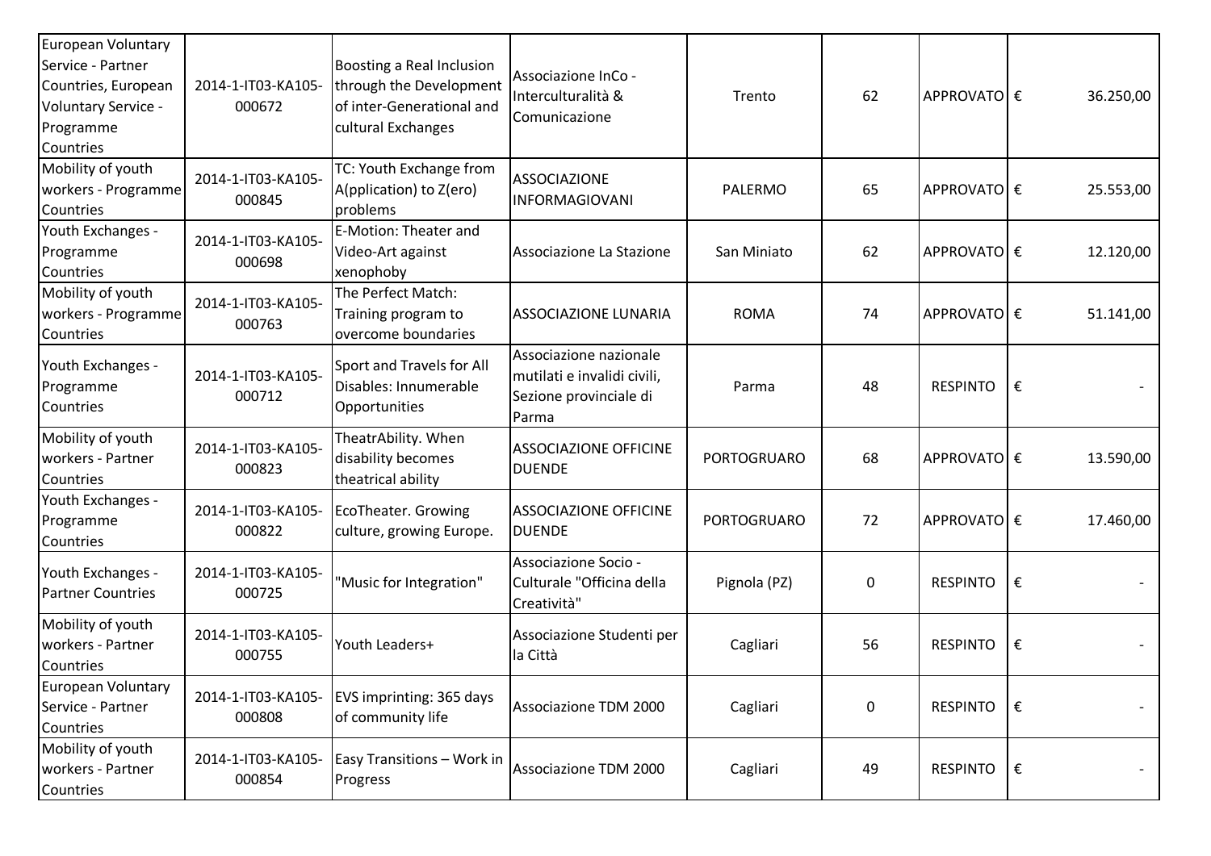| | | | | | | | | |
|---|---|---|---|---|---|---|---|---|
| European Voluntary Service - Partner Countries, European Voluntary Service - Programme Countries | 2014-1-IT03-KA105-000672 | Boosting a Real Inclusion through the Development of inter-Generational and cultural Exchanges | Associazione InCo - Interculturalità & Comunicazione | Trento | 62 | APPROVATO | € | 36.250,00 |
| Mobility of youth workers - Programme Countries | 2014-1-IT03-KA105-000845 | TC: Youth Exchange from A(pplication) to Z(ero) problems | ASSOCIAZIONE INFORMAGIOVANI | PALERMO | 65 | APPROVATO | € | 25.553,00 |
| Youth Exchanges - Programme Countries | 2014-1-IT03-KA105-000698 | E-Motion: Theater and Video-Art against xenophoby | Associazione La Stazione | San Miniato | 62 | APPROVATO | € | 12.120,00 |
| Mobility of youth workers - Programme Countries | 2014-1-IT03-KA105-000763 | The Perfect Match: Training program to overcome boundaries | ASSOCIAZIONE LUNARIA | ROMA | 74 | APPROVATO | € | 51.141,00 |
| Youth Exchanges - Programme Countries | 2014-1-IT03-KA105-000712 | Sport and Travels for All Disables: Innumerable Opportunities | Associazione nazionale mutilati e invalidi civili, Sezione provinciale di Parma | Parma | 48 | RESPINTO | € | - |
| Mobility of youth workers - Partner Countries | 2014-1-IT03-KA105-000823 | TheatrAbility. When disability becomes theatrical ability | ASSOCIAZIONE OFFICINE DUENDE | PORTOGRUARO | 68 | APPROVATO | € | 13.590,00 |
| Youth Exchanges - Programme Countries | 2014-1-IT03-KA105-000822 | EcoTheater. Growing culture, growing Europe. | ASSOCIAZIONE OFFICINE DUENDE | PORTOGRUARO | 72 | APPROVATO | € | 17.460,00 |
| Youth Exchanges - Partner Countries | 2014-1-IT03-KA105-000725 | "Music for Integration" | Associazione Socio - Culturale "Officina della Creatività" | Pignola (PZ) | 0 | RESPINTO | € | - |
| Mobility of youth workers - Partner Countries | 2014-1-IT03-KA105-000755 | Youth Leaders+ | Associazione Studenti per la Città | Cagliari | 56 | RESPINTO | € | - |
| European Voluntary Service - Partner Countries | 2014-1-IT03-KA105-000808 | EVS imprinting: 365 days of community life | Associazione TDM 2000 | Cagliari | 0 | RESPINTO | € | - |
| Mobility of youth workers - Partner Countries | 2014-1-IT03-KA105-000854 | Easy Transitions – Work in Progress | Associazione TDM 2000 | Cagliari | 49 | RESPINTO | € | - |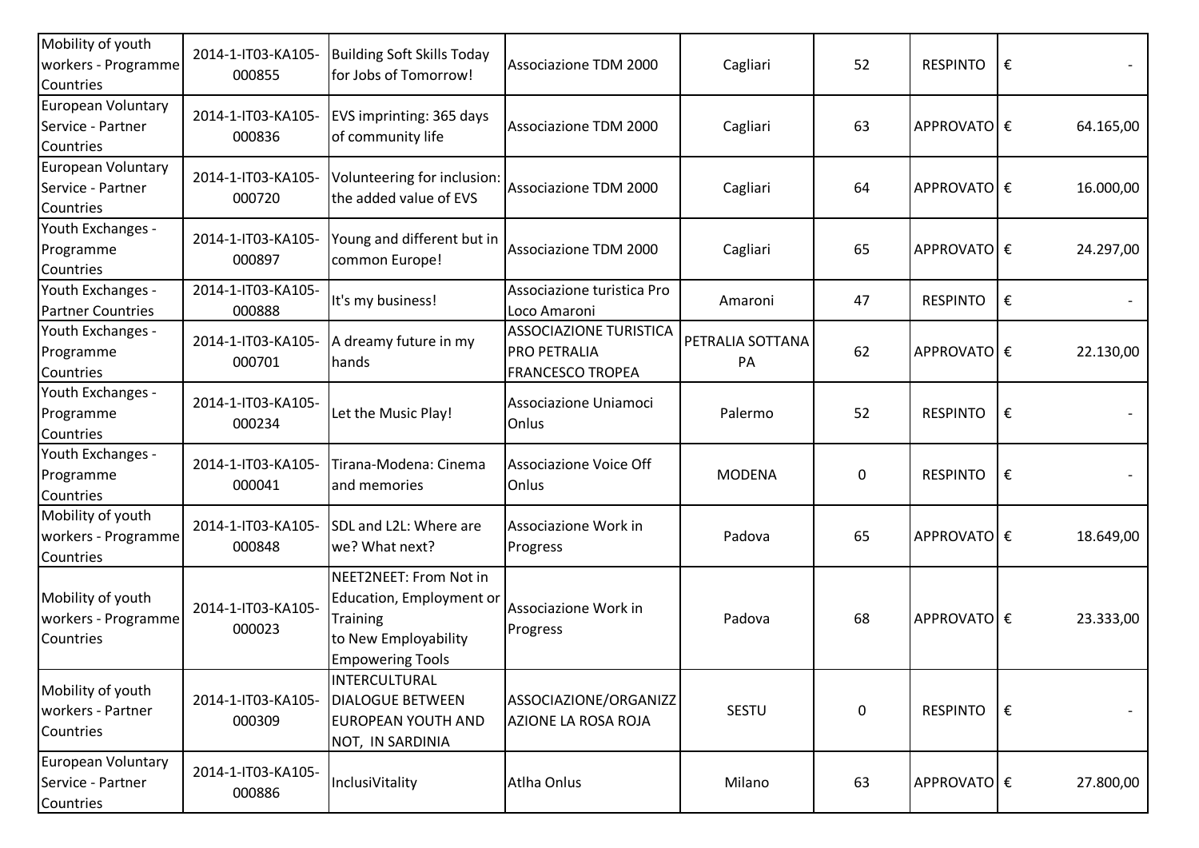| | | | | | | | |
|---|---|---|---|---|---|---|---|
| Mobility of youth workers - Programme Countries | 2014-1-IT03-KA105-000855 | Building Soft Skills Today for Jobs of Tomorrow! | Associazione TDM 2000 | Cagliari | 52 | RESPINTO | € - |
| European Voluntary Service - Partner Countries | 2014-1-IT03-KA105-000836 | EVS imprinting: 365 days of community life | Associazione TDM 2000 | Cagliari | 63 | APPROVATO | € 64.165,00 |
| European Voluntary Service - Partner Countries | 2014-1-IT03-KA105-000720 | Volunteering for inclusion: the added value of EVS | Associazione TDM 2000 | Cagliari | 64 | APPROVATO | € 16.000,00 |
| Youth Exchanges - Programme Countries | 2014-1-IT03-KA105-000897 | Young and different but in common Europe! | Associazione TDM 2000 | Cagliari | 65 | APPROVATO | € 24.297,00 |
| Youth Exchanges - Partner Countries | 2014-1-IT03-KA105-000888 | It's my business! | Associazione turistica Pro Loco Amaroni | Amaroni | 47 | RESPINTO | € - |
| Youth Exchanges - Programme Countries | 2014-1-IT03-KA105-000701 | A dreamy future in my hands | ASSOCIAZIONE TURISTICA PRO PETRALIA FRANCESCO TROPEA | PETRALIA SOTTANA PA | 62 | APPROVATO | € 22.130,00 |
| Youth Exchanges - Programme Countries | 2014-1-IT03-KA105-000234 | Let the Music Play! | Associazione Uniamoci Onlus | Palermo | 52 | RESPINTO | € - |
| Youth Exchanges - Programme Countries | 2014-1-IT03-KA105-000041 | Tirana-Modena: Cinema and memories | Associazione Voice Off Onlus | MODENA | 0 | RESPINTO | € - |
| Mobility of youth workers - Programme Countries | 2014-1-IT03-KA105-000848 | SDL and L2L: Where are we? What next? | Associazione Work in Progress | Padova | 65 | APPROVATO | € 18.649,00 |
| Mobility of youth workers - Programme Countries | 2014-1-IT03-KA105-000023 | NEET2NEET: From Not in Education, Employment or Training to New Employability Empowering Tools | Associazione Work in Progress | Padova | 68 | APPROVATO | € 23.333,00 |
| Mobility of youth workers - Partner Countries | 2014-1-IT03-KA105-000309 | INTERCULTURAL DIALOGUE BETWEEN EUROPEAN YOUTH AND NOT, IN SARDINIA | ASSOCIAZIONE/ORGANIZZAZIONE LA ROSA ROJA | SESTU | 0 | RESPINTO | € - |
| European Voluntary Service - Partner Countries | 2014-1-IT03-KA105-000886 | InclusiVitality | Atlha Onlus | Milano | 63 | APPROVATO | € 27.800,00 |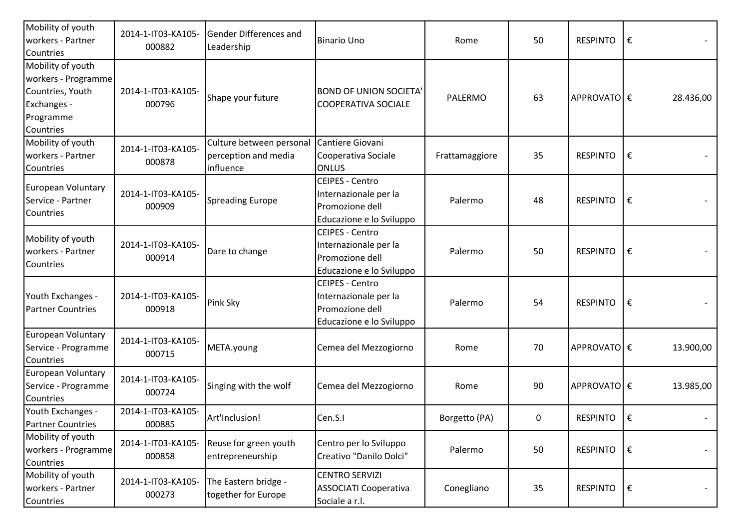| | | | | | | | |
|---|---|---|---|---|---|---|---|
| Mobility of youth workers - Partner Countries | 2014-1-IT03-KA105-000882 | Gender Differences and Leadership | Binario Uno | Rome | 50 | RESPINTO | € - |
| Mobility of youth workers - Programme Countries, Youth Exchanges - Programme Countries | 2014-1-IT03-KA105-000796 | Shape your future | BOND OF UNION SOCIETA' COOPERATIVA SOCIALE | PALERMO | 63 | APPROVATO | € 28.436,00 |
| Mobility of youth workers - Partner Countries | 2014-1-IT03-KA105-000878 | Culture between personal perception and media influence | Cantiere Giovani Cooperativa Sociale ONLUS | Frattamaggiore | 35 | RESPINTO | € - |
| European Voluntary Service - Partner Countries | 2014-1-IT03-KA105-000909 | Spreading Europe | CEIPES - Centro Internazionale per la Promozione dell Educazione e lo Sviluppo | Palermo | 48 | RESPINTO | € - |
| Mobility of youth workers - Partner Countries | 2014-1-IT03-KA105-000914 | Dare to change | CEIPES - Centro Internazionale per la Promozione dell Educazione e lo Sviluppo | Palermo | 50 | RESPINTO | € - |
| Youth Exchanges - Partner Countries | 2014-1-IT03-KA105-000918 | Pink Sky | CEIPES - Centro Internazionale per la Promozione dell Educazione e lo Sviluppo | Palermo | 54 | RESPINTO | € - |
| European Voluntary Service - Programme Countries | 2014-1-IT03-KA105-000715 | META.young | Cemea del Mezzogiorno | Rome | 70 | APPROVATO | € 13.900,00 |
| European Voluntary Service - Programme Countries | 2014-1-IT03-KA105-000724 | Singing with the wolf | Cemea del Mezzogiorno | Rome | 90 | APPROVATO | € 13.985,00 |
| Youth Exchanges - Partner Countries | 2014-1-IT03-KA105-000885 | Art'Inclusion! | Cen.S.I | Borgetto (PA) | 0 | RESPINTO | € - |
| Mobility of youth workers - Programme Countries | 2014-1-IT03-KA105-000858 | Reuse for green youth entrepreneurship | Centro per lo Sviluppo Creativo "Danilo Dolci" | Palermo | 50 | RESPINTO | € - |
| Mobility of youth workers - Partner Countries | 2014-1-IT03-KA105-000273 | The Eastern bridge - together for Europe | CENTRO SERVIZI ASSOCIATI Cooperativa Sociale a r.l. | Conegliano | 35 | RESPINTO | € - |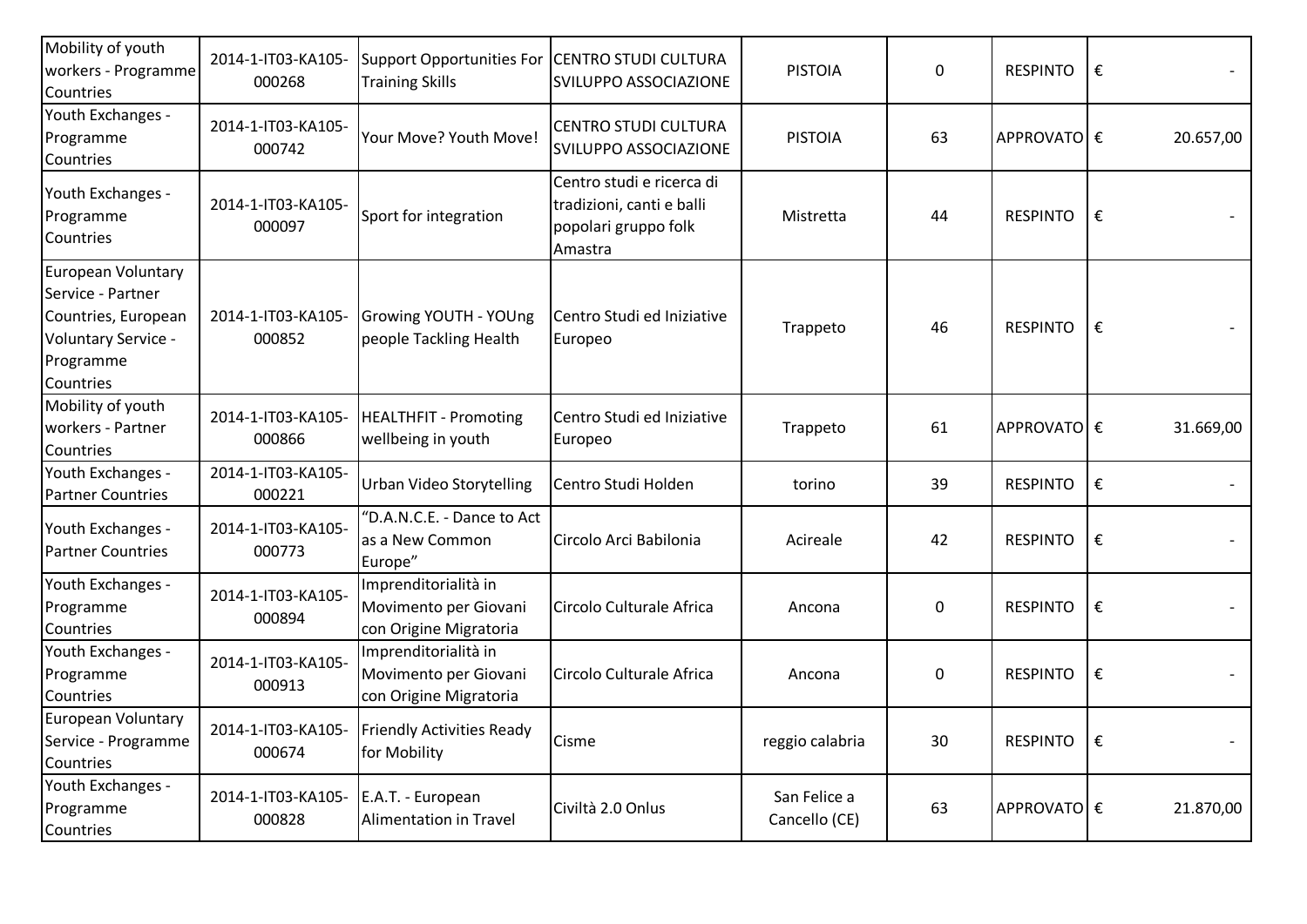| | | | | | | | |
|---|---|---|---|---|---|---|---|
| Mobility of youth workers - Programme Countries | 2014-1-IT03-KA105-000268 | Support Opportunities For Training Skills | CENTRO STUDI CULTURA SVILUPPO ASSOCIAZIONE | PISTOIA | 0 | RESPINTO | € - |
| Youth Exchanges - Programme Countries | 2014-1-IT03-KA105-000742 | Your Move? Youth Move! | CENTRO STUDI CULTURA SVILUPPO ASSOCIAZIONE | PISTOIA | 63 | APPROVATO | € 20.657,00 |
| Youth Exchanges - Programme Countries | 2014-1-IT03-KA105-000097 | Sport for integration | Centro studi e ricerca di tradizioni, canti e balli popolari gruppo folk Amastra | Mistretta | 44 | RESPINTO | € - |
| European Voluntary Service - Partner Countries, European Voluntary Service - Programme Countries | 2014-1-IT03-KA105-000852 | Growing YOUTH - YOUng people Tackling Health | Centro Studi ed Iniziative Europeo | Trappeto | 46 | RESPINTO | € - |
| Mobility of youth workers - Partner Countries | 2014-1-IT03-KA105-000866 | HEALTHFIT - Promoting wellbeing in youth | Centro Studi ed Iniziative Europeo | Trappeto | 61 | APPROVATO | € 31.669,00 |
| Youth Exchanges - Partner Countries | 2014-1-IT03-KA105-000221 | Urban Video Storytelling | Centro Studi Holden | torino | 39 | RESPINTO | € - |
| Youth Exchanges - Partner Countries | 2014-1-IT03-KA105-000773 | "D.A.N.C.E. - Dance to Act as a New Common Europe" | Circolo Arci Babilonia | Acireale | 42 | RESPINTO | € - |
| Youth Exchanges - Programme Countries | 2014-1-IT03-KA105-000894 | Imprenditorialità in Movimento per Giovani con Origine Migratoria | Circolo Culturale Africa | Ancona | 0 | RESPINTO | € - |
| Youth Exchanges - Programme Countries | 2014-1-IT03-KA105-000913 | Imprenditorialità in Movimento per Giovani con Origine Migratoria | Circolo Culturale Africa | Ancona | 0 | RESPINTO | € - |
| European Voluntary Service - Programme Countries | 2014-1-IT03-KA105-000674 | Friendly Activities Ready for Mobility | Cisme | reggio calabria | 30 | RESPINTO | € - |
| Youth Exchanges - Programme Countries | 2014-1-IT03-KA105-000828 | E.A.T. - European Alimentation in Travel | Civiltà 2.0 Onlus | San Felice a Cancello (CE) | 63 | APPROVATO | € 21.870,00 |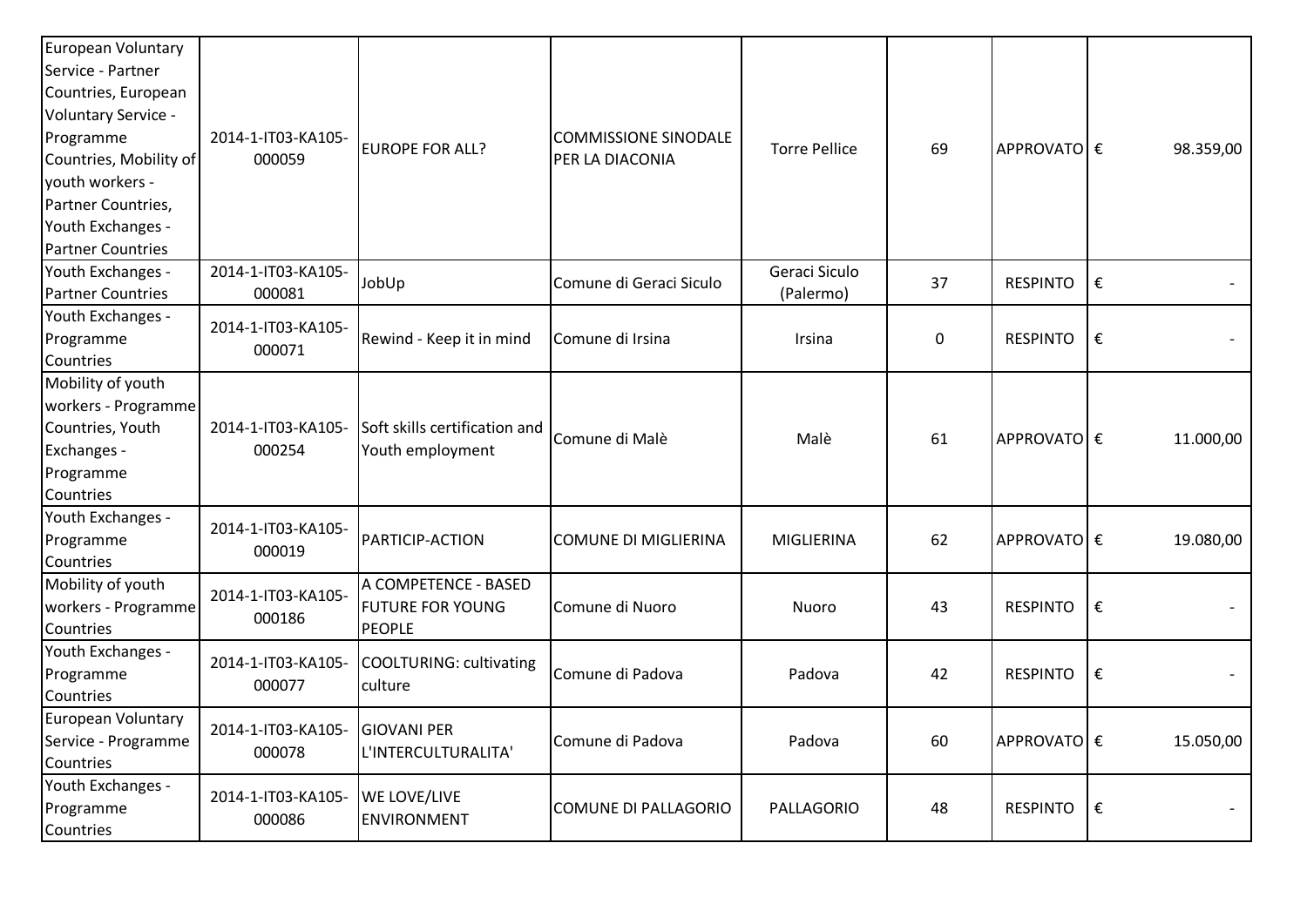| | | | | | | | |
|---|---|---|---|---|---|---|---|
| European Voluntary Service - Partner Countries, European Voluntary Service - Programme Countries, Mobility of youth workers - Partner Countries, Youth Exchanges - Partner Countries | 2014-1-IT03-KA105-000059 | EUROPE FOR ALL? | COMMISSIONE SINODALE PER LA DIACONIA | Torre Pellice | 69 | APPROVATO | € 98.359,00 |
| Youth Exchanges - Partner Countries | 2014-1-IT03-KA105-000081 | JobUp | Comune di Geraci Siculo | Geraci Siculo (Palermo) | 37 | RESPINTO | € - |
| Youth Exchanges - Programme Countries | 2014-1-IT03-KA105-000071 | Rewind - Keep it in mind | Comune di Irsina | Irsina | 0 | RESPINTO | € - |
| Mobility of youth workers - Programme Countries, Youth Exchanges - Programme Countries | 2014-1-IT03-KA105-000254 | Soft skills certification and Youth employment | Comune di Malè | Malè | 61 | APPROVATO | € 11.000,00 |
| Youth Exchanges - Programme Countries | 2014-1-IT03-KA105-000019 | PARTICIP-ACTION | COMUNE DI MIGLIERINA | MIGLIERINA | 62 | APPROVATO | € 19.080,00 |
| Mobility of youth workers - Programme Countries | 2014-1-IT03-KA105-000186 | A COMPETENCE - BASED FUTURE FOR YOUNG PEOPLE | Comune di Nuoro | Nuoro | 43 | RESPINTO | € - |
| Youth Exchanges - Programme Countries | 2014-1-IT03-KA105-000077 | COOLTURING: cultivating culture | Comune di Padova | Padova | 42 | RESPINTO | € - |
| European Voluntary Service - Programme Countries | 2014-1-IT03-KA105-000078 | GIOVANI PER L'INTERCULTURALITA' | Comune di Padova | Padova | 60 | APPROVATO | € 15.050,00 |
| Youth Exchanges - Programme Countries | 2014-1-IT03-KA105-000086 | WE LOVE/LIVE ENVIRONMENT | COMUNE DI PALLAGORIO | PALLAGORIO | 48 | RESPINTO | € - |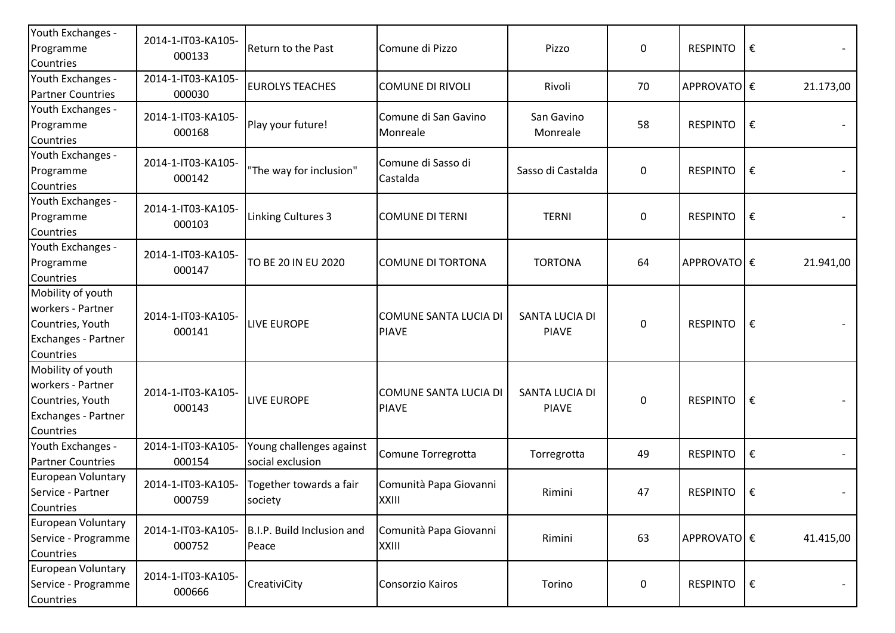| | | | | | | | |
|---|---|---|---|---|---|---|---|
| Youth Exchanges - Programme Countries | 2014-1-IT03-KA105-000133 | Return to the Past | Comune di Pizzo | Pizzo | 0 | RESPINTO | € - |
| Youth Exchanges - Partner Countries | 2014-1-IT03-KA105-000030 | EUROLYS TEACHES | COMUNE DI RIVOLI | Rivoli | 70 | APPROVATO | € 21.173,00 |
| Youth Exchanges - Programme Countries | 2014-1-IT03-KA105-000168 | Play your future! | Comune di San Gavino Monreale | San Gavino Monreale | 58 | RESPINTO | € - |
| Youth Exchanges - Programme Countries | 2014-1-IT03-KA105-000142 | "The way for inclusion" | Comune di Sasso di Castalda | Sasso di Castalda | 0 | RESPINTO | € - |
| Youth Exchanges - Programme Countries | 2014-1-IT03-KA105-000103 | Linking Cultures 3 | COMUNE DI TERNI | TERNI | 0 | RESPINTO | € - |
| Youth Exchanges - Programme Countries | 2014-1-IT03-KA105-000147 | TO BE 20 IN EU 2020 | COMUNE DI TORTONA | TORTONA | 64 | APPROVATO | € 21.941,00 |
| Mobility of youth workers - Partner Countries, Youth Exchanges - Partner Countries | 2014-1-IT03-KA105-000141 | LIVE EUROPE | COMUNE SANTA LUCIA DI PIAVE | SANTA LUCIA DI PIAVE | 0 | RESPINTO | € - |
| Mobility of youth workers - Partner Countries, Youth Exchanges - Partner Countries | 2014-1-IT03-KA105-000143 | LIVE EUROPE | COMUNE SANTA LUCIA DI PIAVE | SANTA LUCIA DI PIAVE | 0 | RESPINTO | € - |
| Youth Exchanges - Partner Countries | 2014-1-IT03-KA105-000154 | Young challenges against social exclusion | Comune Torregrotta | Torregrotta | 49 | RESPINTO | € - |
| European Voluntary Service - Partner Countries | 2014-1-IT03-KA105-000759 | Together towards a fair society | Comunità Papa Giovanni XXIII | Rimini | 47 | RESPINTO | € - |
| European Voluntary Service - Programme Countries | 2014-1-IT03-KA105-000752 | B.I.P. Build Inclusion and Peace | Comunità Papa Giovanni XXIII | Rimini | 63 | APPROVATO | € 41.415,00 |
| European Voluntary Service - Programme Countries | 2014-1-IT03-KA105-000666 | CreativiCity | Consorzio Kairos | Torino | 0 | RESPINTO | € - |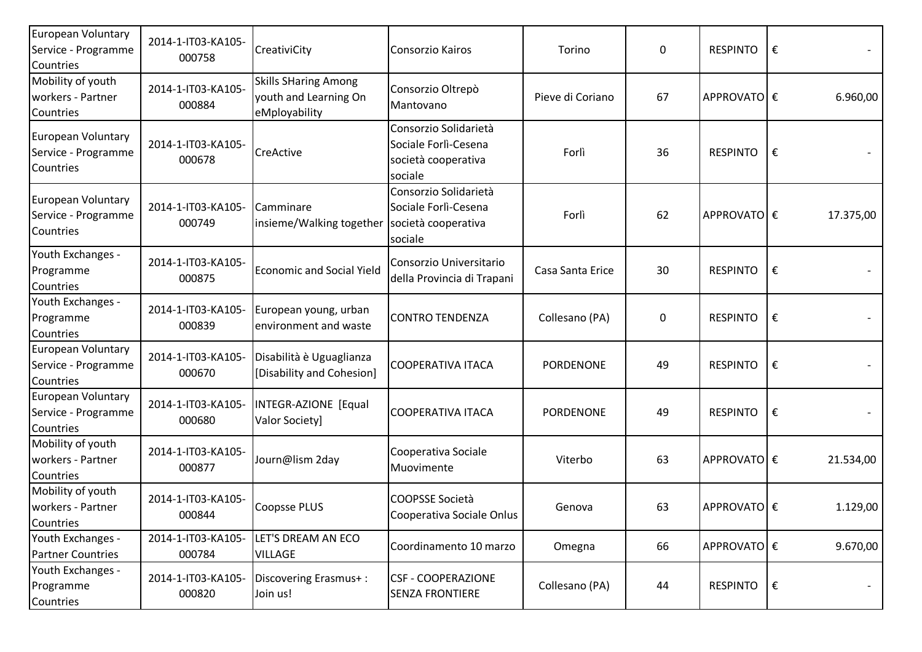| | | | | | | | |
|---|---|---|---|---|---|---|---|
| European Voluntary Service - Programme Countries | 2014-1-IT03-KA105-000758 | CreativiCity | Consorzio Kairos | Torino | 0 | RESPINTO | € - |
| Mobility of youth workers - Partner Countries | 2014-1-IT03-KA105-000884 | Skills SHaring Among youth and Learning On eMployability | Consorzio Oltrepò Mantovano | Pieve di Coriano | 67 | APPROVATO | € 6.960,00 |
| European Voluntary Service - Programme Countries | 2014-1-IT03-KA105-000678 | CreActive | Consorzio Solidarietà Sociale Forlì-Cesena società cooperativa sociale | Forlì | 36 | RESPINTO | € - |
| European Voluntary Service - Programme Countries | 2014-1-IT03-KA105-000749 | Camminare insieme/Walking together | Consorzio Solidarietà Sociale Forlì-Cesena società cooperativa sociale | Forlì | 62 | APPROVATO | € 17.375,00 |
| Youth Exchanges - Programme Countries | 2014-1-IT03-KA105-000875 | Economic and Social Yield | Consorzio Universitario della Provincia di Trapani | Casa Santa Erice | 30 | RESPINTO | € - |
| Youth Exchanges - Programme Countries | 2014-1-IT03-KA105-000839 | European young, urban environment and waste | CONTRO TENDENZA | Collesano (PA) | 0 | RESPINTO | € - |
| European Voluntary Service - Programme Countries | 2014-1-IT03-KA105-000670 | Disabilità è Uguaglianza [Disability and Cohesion] | COOPERATIVA ITACA | PORDENONE | 49 | RESPINTO | € - |
| European Voluntary Service - Programme Countries | 2014-1-IT03-KA105-000680 | INTEGR-AZIONE [Equal Valor Society] | COOPERATIVA ITACA | PORDENONE | 49 | RESPINTO | € - |
| Mobility of youth workers - Partner Countries | 2014-1-IT03-KA105-000877 | Journ@lism 2day | Cooperativa Sociale Muovimente | Viterbo | 63 | APPROVATO | € 21.534,00 |
| Mobility of youth workers - Partner Countries | 2014-1-IT03-KA105-000844 | Coopsse PLUS | COOPSSE Società Cooperativa Sociale Onlus | Genova | 63 | APPROVATO | € 1.129,00 |
| Youth Exchanges - Partner Countries | 2014-1-IT03-KA105-000784 | LET'S DREAM AN ECO VILLAGE | Coordinamento 10 marzo | Omegna | 66 | APPROVATO | € 9.670,00 |
| Youth Exchanges - Programme Countries | 2014-1-IT03-KA105-000820 | Discovering Erasmus+ : Join us! | CSF - COOPERAZIONE SENZA FRONTIERE | Collesano (PA) | 44 | RESPINTO | € - |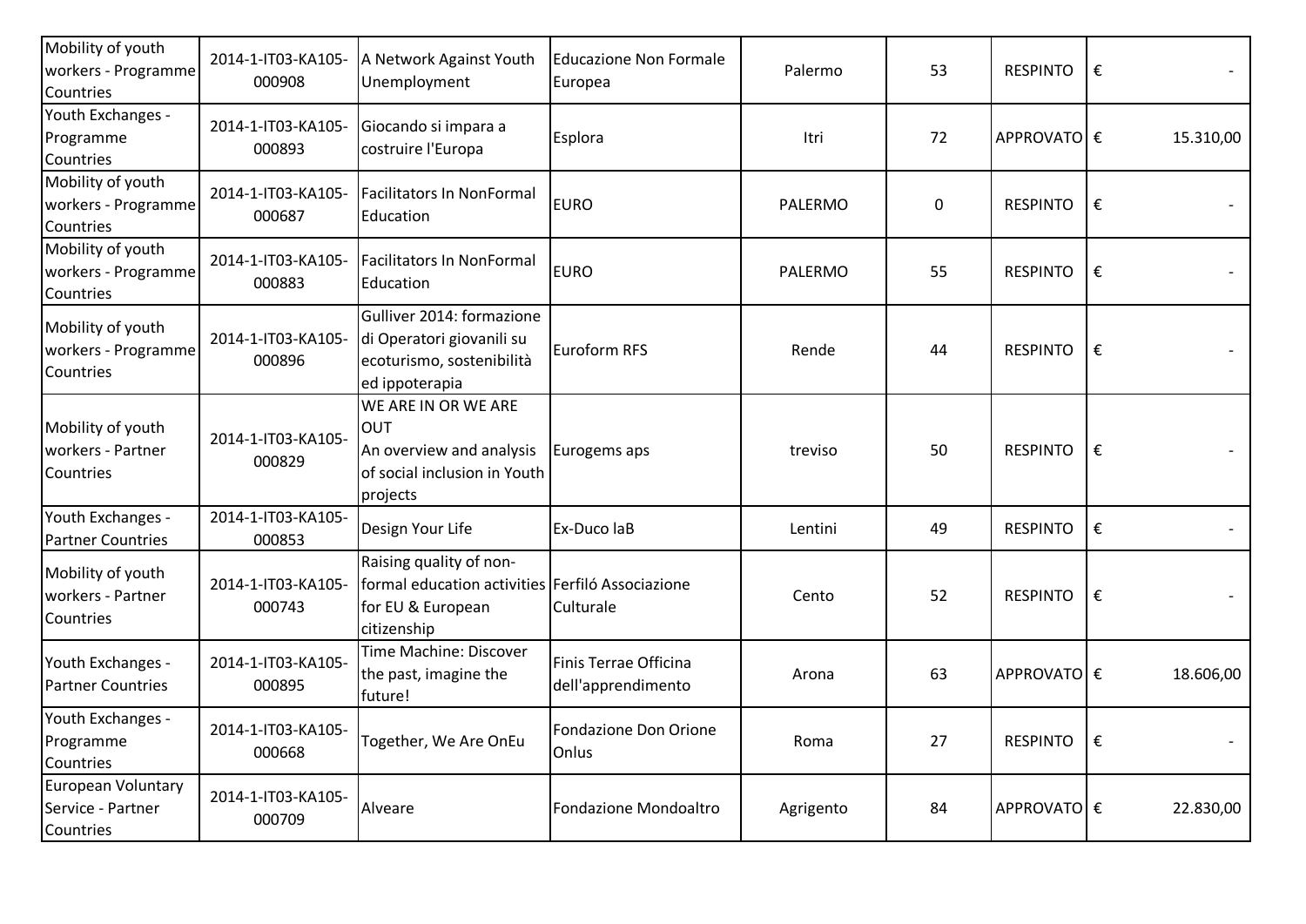| | | | | | | | |
|---|---|---|---|---|---|---|---|
| Mobility of youth workers - Programme Countries | 2014-1-IT03-KA105-000908 | A Network Against Youth Unemployment | Educazione Non Formale Europea | Palermo | 53 | RESPINTO | € - |
| Youth Exchanges - Programme Countries | 2014-1-IT03-KA105-000893 | Giocando si impara a costruire l'Europa | Esplora | Itri | 72 | APPROVATO | € 15.310,00 |
| Mobility of youth workers - Programme Countries | 2014-1-IT03-KA105-000687 | Facilitators In NonFormal Education | EURO | PALERMO | 0 | RESPINTO | € - |
| Mobility of youth workers - Programme Countries | 2014-1-IT03-KA105-000883 | Facilitators In NonFormal Education | EURO | PALERMO | 55 | RESPINTO | € - |
| Mobility of youth workers - Programme Countries | 2014-1-IT03-KA105-000896 | Gulliver 2014: formazione di Operatori giovanili su ecoturismo, sostenibilità ed ippoterapia | Euroform RFS | Rende | 44 | RESPINTO | € - |
| Mobility of youth workers - Partner Countries | 2014-1-IT03-KA105-000829 | WE ARE IN OR WE ARE OUT An overview and analysis of social inclusion in Youth projects | Eurogems aps | treviso | 50 | RESPINTO | € - |
| Youth Exchanges - Partner Countries | 2014-1-IT03-KA105-000853 | Design Your Life | Ex-Duco laB | Lentini | 49 | RESPINTO | € - |
| Mobility of youth workers - Partner Countries | 2014-1-IT03-KA105-000743 | Raising quality of non-formal education activities for EU & European citizenship | Ferfiló Associazione Culturale | Cento | 52 | RESPINTO | € - |
| Youth Exchanges - Partner Countries | 2014-1-IT03-KA105-000895 | Time Machine: Discover the past, imagine the future! | Finis Terrae Officina dell'apprendimento | Arona | 63 | APPROVATO | € 18.606,00 |
| Youth Exchanges - Programme Countries | 2014-1-IT03-KA105-000668 | Together, We Are OnEu | Fondazione Don Orione Onlus | Roma | 27 | RESPINTO | € - |
| European Voluntary Service - Partner Countries | 2014-1-IT03-KA105-000709 | Alveare | Fondazione Mondoaltro | Agrigento | 84 | APPROVATO | € 22.830,00 |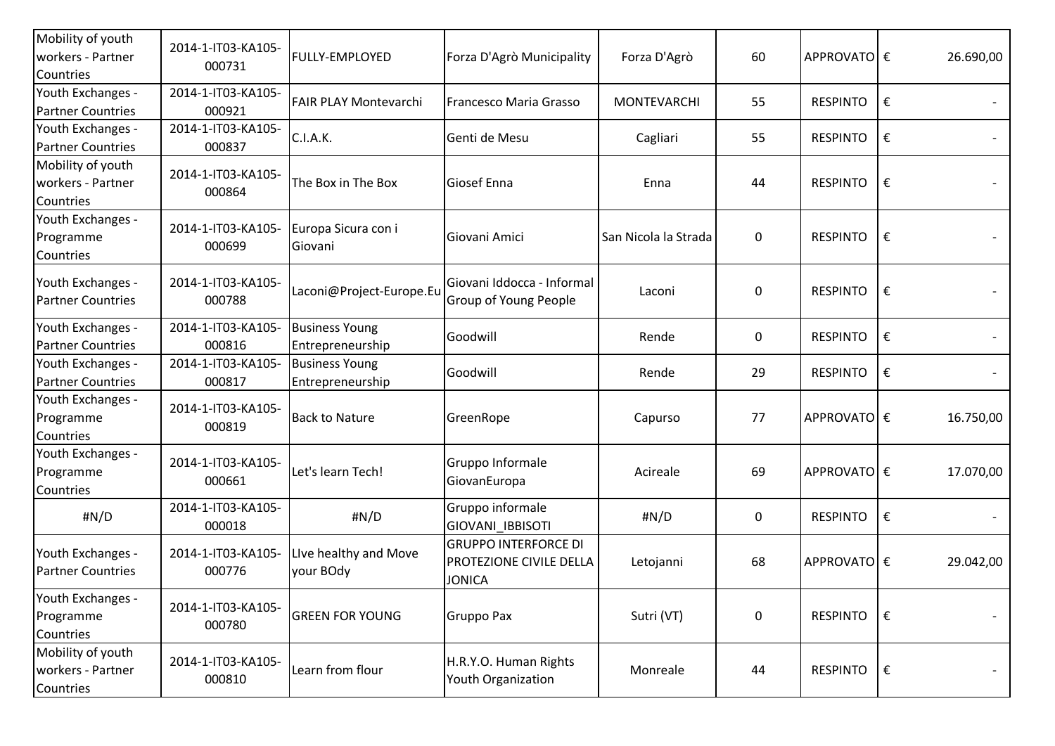| | | | | | | | |
|---|---|---|---|---|---|---|---|
| Mobility of youth workers - Partner Countries | 2014-1-IT03-KA105-000731 | FULLY-EMPLOYED | Forza D'Agrò Municipality | Forza D'Agrò | 60 | APPROVATO | € 26.690,00 |
| Youth Exchanges - Partner Countries | 2014-1-IT03-KA105-000921 | FAIR PLAY Montevarchi | Francesco Maria Grasso | MONTEVARCHI | 55 | RESPINTO | € - |
| Youth Exchanges - Partner Countries | 2014-1-IT03-KA105-000837 | C.I.A.K. | Genti de Mesu | Cagliari | 55 | RESPINTO | € - |
| Mobility of youth workers - Partner Countries | 2014-1-IT03-KA105-000864 | The Box in The Box | Giosef Enna | Enna | 44 | RESPINTO | € - |
| Youth Exchanges - Programme Countries | 2014-1-IT03-KA105-000699 | Europa Sicura con i Giovani | Giovani Amici | San Nicola la Strada | 0 | RESPINTO | € - |
| Youth Exchanges - Partner Countries | 2014-1-IT03-KA105-000788 | Laconi@Project-Europe.Eu | Giovani Iddocca - Informal Group of Young People | Laconi | 0 | RESPINTO | € - |
| Youth Exchanges - Partner Countries | 2014-1-IT03-KA105-000816 | Business Young Entrepreneurship | Goodwill | Rende | 0 | RESPINTO | € - |
| Youth Exchanges - Partner Countries | 2014-1-IT03-KA105-000817 | Business Young Entrepreneurship | Goodwill | Rende | 29 | RESPINTO | € - |
| Youth Exchanges - Programme Countries | 2014-1-IT03-KA105-000819 | Back to Nature | GreenRope | Capurso | 77 | APPROVATO | € 16.750,00 |
| Youth Exchanges - Programme Countries | 2014-1-IT03-KA105-000661 | Let's learn Tech! | Gruppo Informale GiovanEuropa | Acireale | 69 | APPROVATO | € 17.070,00 |
| #N/D | 2014-1-IT03-KA105-000018 | #N/D | Gruppo informale GIOVANI_IBBISOTI | #N/D | 0 | RESPINTO | € - |
| Youth Exchanges - Partner Countries | 2014-1-IT03-KA105-000776 | LIve healthy and Move your BOdy | GRUPPO INTERFORCE DI PROTEZIONE CIVILE DELLA JONICA | Letojanni | 68 | APPROVATO | € 29.042,00 |
| Youth Exchanges - Programme Countries | 2014-1-IT03-KA105-000780 | GREEN FOR YOUNG | Gruppo Pax | Sutri (VT) | 0 | RESPINTO | € - |
| Mobility of youth workers - Partner Countries | 2014-1-IT03-KA105-000810 | Learn from flour | H.R.Y.O. Human Rights Youth Organization | Monreale | 44 | RESPINTO | € - |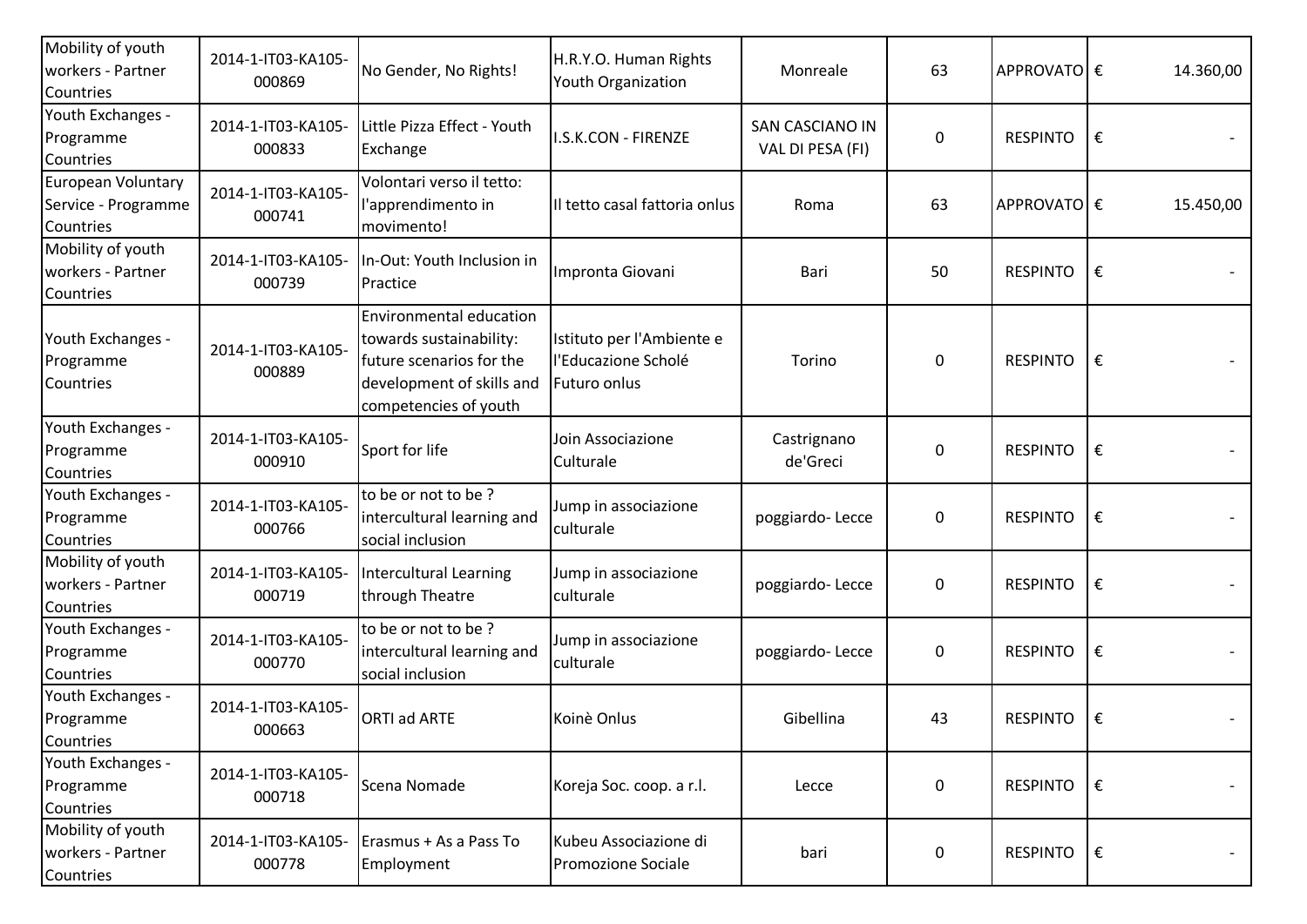| | | | | | | | | |
|---|---|---|---|---|---|---|---|---|
| Mobility of youth workers - Partner Countries | 2014-1-IT03-KA105-000869 | No Gender, No Rights! | H.R.Y.O. Human Rights Youth Organization | Monreale | 63 | APPROVATO | € | 14.360,00 |
| Youth Exchanges - Programme Countries | 2014-1-IT03-KA105-000833 | Little Pizza Effect - Youth Exchange | I.S.K.CON - FIRENZE | SAN CASCIANO IN VAL DI PESA (FI) | 0 | RESPINTO | € | - |
| European Voluntary Service - Programme Countries | 2014-1-IT03-KA105-000741 | Volontari verso il tetto: l'apprendimento in movimento! | Il tetto casal fattoria onlus | Roma | 63 | APPROVATO | € | 15.450,00 |
| Mobility of youth workers - Partner Countries | 2014-1-IT03-KA105-000739 | In-Out: Youth Inclusion in Practice | Impronta Giovani | Bari | 50 | RESPINTO | € | - |
| Youth Exchanges - Programme Countries | 2014-1-IT03-KA105-000889 | Environmental education towards sustainability: future scenarios for the development of skills and competencies of youth | Istituto per l'Ambiente e l'Educazione Scholé Futuro onlus | Torino | 0 | RESPINTO | € | - |
| Youth Exchanges - Programme Countries | 2014-1-IT03-KA105-000910 | Sport for life | Join Associazione Culturale | Castrignano de'Greci | 0 | RESPINTO | € | - |
| Youth Exchanges - Programme Countries | 2014-1-IT03-KA105-000766 | to be or not to be ? intercultural learning and social inclusion | Jump in associazione culturale | poggiardo- Lecce | 0 | RESPINTO | € | - |
| Mobility of youth workers - Partner Countries | 2014-1-IT03-KA105-000719 | Intercultural Learning through Theatre | Jump in associazione culturale | poggiardo- Lecce | 0 | RESPINTO | € | - |
| Youth Exchanges - Programme Countries | 2014-1-IT03-KA105-000770 | to be or not to be ? intercultural learning and social inclusion | Jump in associazione culturale | poggiardo- Lecce | 0 | RESPINTO | € | - |
| Youth Exchanges - Programme Countries | 2014-1-IT03-KA105-000663 | ORTI ad ARTE | Koinè Onlus | Gibellina | 43 | RESPINTO | € | - |
| Youth Exchanges - Programme Countries | 2014-1-IT03-KA105-000718 | Scena Nomade | Koreja Soc. coop. a r.l. | Lecce | 0 | RESPINTO | € | - |
| Mobility of youth workers - Partner Countries | 2014-1-IT03-KA105-000778 | Erasmus + As a Pass To Employment | Kubeu Associazione di Promozione Sociale | bari | 0 | RESPINTO | € | - |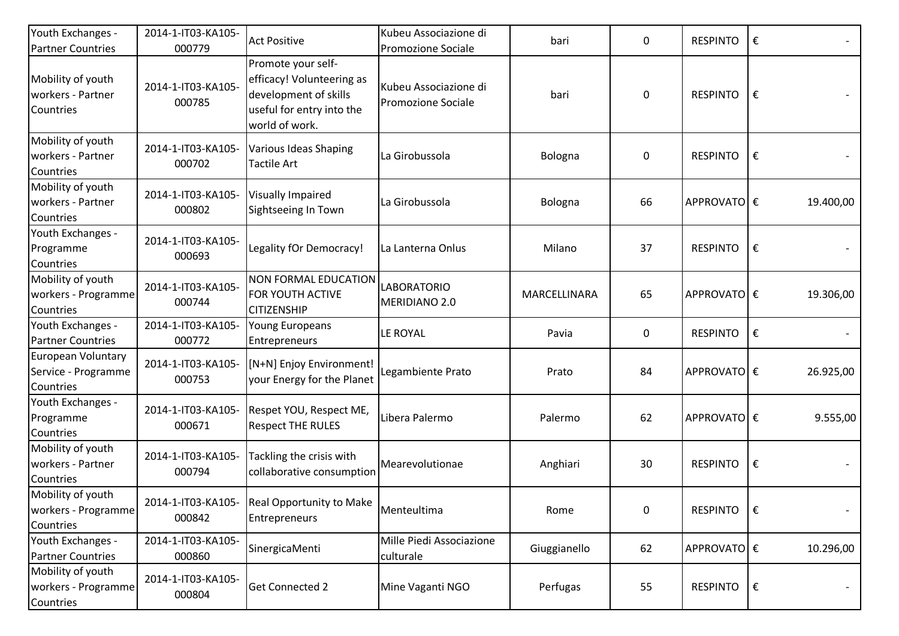| Youth Exchanges - Partner Countries | 2014-1-IT03-KA105-000779 | Act Positive | Kubeu Associazione di Promozione Sociale | bari | 0 | RESPINTO | € - |
|---|---|---|---|---|---|---|---|
| Mobility of youth workers - Partner Countries | 2014-1-IT03-KA105-000785 | Promote your self-efficacy! Volunteering as development of skills useful for entry into the world of work. | Kubeu Associazione di Promozione Sociale | bari | 0 | RESPINTO | € - |
| Mobility of youth workers - Partner Countries | 2014-1-IT03-KA105-000702 | Various Ideas Shaping Tactile Art | La Girobussola | Bologna | 0 | RESPINTO | € - |
| Mobility of youth workers - Partner Countries | 2014-1-IT03-KA105-000802 | Visually Impaired Sightseeing In Town | La Girobussola | Bologna | 66 | APPROVATO | € 19.400,00 |
| Youth Exchanges - Programme Countries | 2014-1-IT03-KA105-000693 | Legality fOr Democracy! | La Lanterna Onlus | Milano | 37 | RESPINTO | € - |
| Mobility of youth workers - Programme Countries | 2014-1-IT03-KA105-000744 | NON FORMAL EDUCATION FOR YOUTH ACTIVE CITIZENSHIP | LABORATORIO MERIDIANO 2.0 | MARCELLINARA | 65 | APPROVATO | € 19.306,00 |
| Youth Exchanges - Partner Countries | 2014-1-IT03-KA105-000772 | Young Europeans Entrepreneurs | LE ROYAL | Pavia | 0 | RESPINTO | € - |
| European Voluntary Service - Programme Countries | 2014-1-IT03-KA105-000753 | [N+N] Enjoy Environment! your Energy for the Planet | Legambiente Prato | Prato | 84 | APPROVATO | € 26.925,00 |
| Youth Exchanges - Programme Countries | 2014-1-IT03-KA105-000671 | Respet YOU, Respect ME, Respect THE RULES | Libera Palermo | Palermo | 62 | APPROVATO | € 9.555,00 |
| Mobility of youth workers - Partner Countries | 2014-1-IT03-KA105-000794 | Tackling the crisis with collaborative consumption | Mearevolutionae | Anghiari | 30 | RESPINTO | € - |
| Mobility of youth workers - Programme Countries | 2014-1-IT03-KA105-000842 | Real Opportunity to Make Entrepreneurs | Menteultima | Rome | 0 | RESPINTO | € - |
| Youth Exchanges - Partner Countries | 2014-1-IT03-KA105-000860 | SinergicaMenti | Mille Piedi Associazione culturale | Giuggianello | 62 | APPROVATO | € 10.296,00 |
| Mobility of youth workers - Programme Countries | 2014-1-IT03-KA105-000804 | Get Connected 2 | Mine Vaganti NGO | Perfugas | 55 | RESPINTO | € - |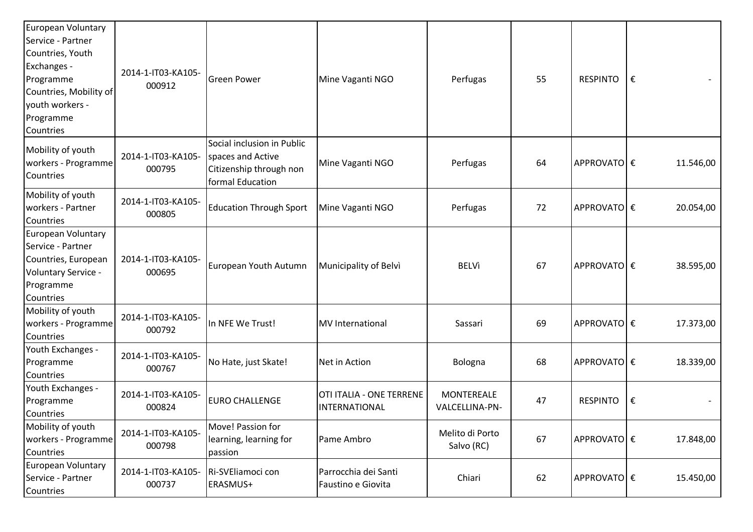| | | | | | | | |
|---|---|---|---|---|---|---|---|
| European Voluntary Service - Partner Countries, Youth Exchanges - Programme Countries, Mobility of youth workers - Programme Countries | 2014-1-IT03-KA105-000912 | Green Power | Mine Vaganti NGO | Perfugas | 55 | RESPINTO | € - |
| Mobility of youth workers - Programme Countries | 2014-1-IT03-KA105-000795 | Social inclusion in Public spaces and Active Citizenship through non formal Education | Mine Vaganti NGO | Perfugas | 64 | APPROVATO | € 11.546,00 |
| Mobility of youth workers - Partner Countries | 2014-1-IT03-KA105-000805 | Education Through Sport | Mine Vaganti NGO | Perfugas | 72 | APPROVATO | € 20.054,00 |
| European Voluntary Service - Partner Countries, European Voluntary Service - Programme Countries | 2014-1-IT03-KA105-000695 | European Youth Autumn | Municipality of Belvì | BELVì | 67 | APPROVATO | € 38.595,00 |
| Mobility of youth workers - Programme Countries | 2014-1-IT03-KA105-000792 | In NFE We Trust! | MV International | Sassari | 69 | APPROVATO | € 17.373,00 |
| Youth Exchanges - Programme Countries | 2014-1-IT03-KA105-000767 | No Hate, just Skate! | Net in Action | Bologna | 68 | APPROVATO | € 18.339,00 |
| Youth Exchanges - Programme Countries | 2014-1-IT03-KA105-000824 | EURO CHALLENGE | OTI ITALIA - ONE TERRENE INTERNATIONAL | MONTEREALE VALCELLINA-PN- | 47 | RESPINTO | € - |
| Mobility of youth workers - Programme Countries | 2014-1-IT03-KA105-000798 | Move! Passion for learning, learning for passion | Pame Ambro | Melito di Porto Salvo (RC) | 67 | APPROVATO | € 17.848,00 |
| European Voluntary Service - Partner Countries | 2014-1-IT03-KA105-000737 | Ri-SVEliamoci con ERASMUS+ | Parrocchia dei Santi Faustino e Giovita | Chiari | 62 | APPROVATO | € 15.450,00 |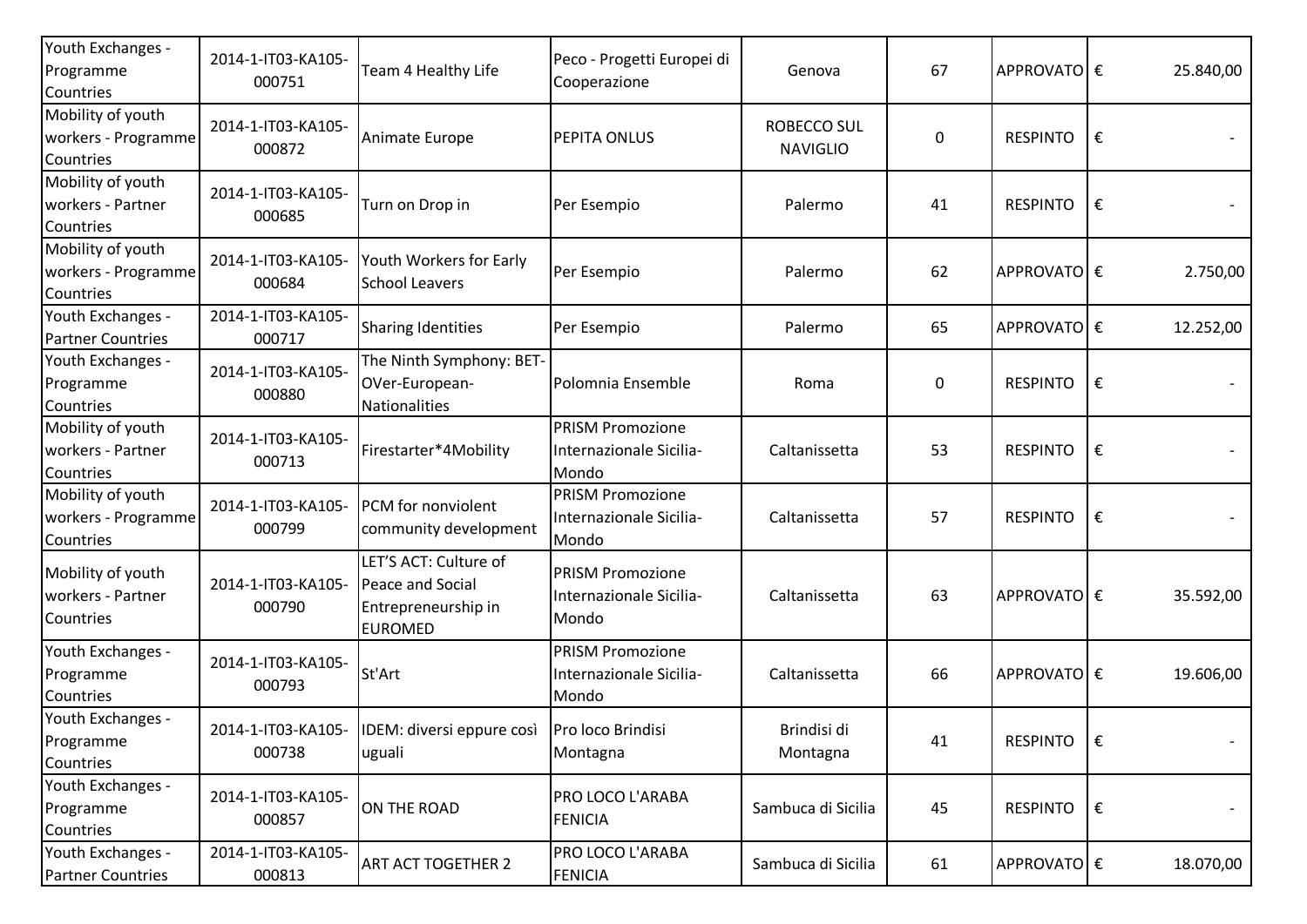| Youth Exchanges - Programme Countries | 2014-1-IT03-KA105-000751 | Team 4 Healthy Life | Peco - Progetti Europei di Cooperazione | Genova | 67 | APPROVATO | € | 25.840,00 |
|---|---|---|---|---|---|---|---|---|
| Mobility of youth workers - Programme Countries | 2014-1-IT03-KA105-000872 | Animate Europe | PEPITA ONLUS | ROBECCO SUL NAVIGLIO | 0 | RESPINTO | € | - |
| Mobility of youth workers - Partner Countries | 2014-1-IT03-KA105-000685 | Turn on Drop in | Per Esempio | Palermo | 41 | RESPINTO | € | - |
| Mobility of youth workers - Programme Countries | 2014-1-IT03-KA105-000684 | Youth Workers for Early School Leavers | Per Esempio | Palermo | 62 | APPROVATO | € | 2.750,00 |
| Youth Exchanges - Partner Countries | 2014-1-IT03-KA105-000717 | Sharing Identities | Per Esempio | Palermo | 65 | APPROVATO | € | 12.252,00 |
| Youth Exchanges - Programme Countries | 2014-1-IT03-KA105-000880 | The Ninth Symphony: BET-OVer-European-Nationalities | Polomnia Ensemble | Roma | 0 | RESPINTO | € | - |
| Mobility of youth workers - Partner Countries | 2014-1-IT03-KA105-000713 | Firestarter*4Mobility | PRISM Promozione Internazionale Sicilia-Mondo | Caltanissetta | 53 | RESPINTO | € | - |
| Mobility of youth workers - Programme Countries | 2014-1-IT03-KA105-000799 | PCM for nonviolent community development | PRISM Promozione Internazionale Sicilia-Mondo | Caltanissetta | 57 | RESPINTO | € | - |
| Mobility of youth workers - Partner Countries | 2014-1-IT03-KA105-000790 | LET'S ACT: Culture of Peace and Social Entrepreneurship in EUROMED | PRISM Promozione Internazionale Sicilia-Mondo | Caltanissetta | 63 | APPROVATO | € | 35.592,00 |
| Youth Exchanges - Programme Countries | 2014-1-IT03-KA105-000793 | St'Art | PRISM Promozione Internazionale Sicilia-Mondo | Caltanissetta | 66 | APPROVATO | € | 19.606,00 |
| Youth Exchanges - Programme Countries | 2014-1-IT03-KA105-000738 | IDEM: diversi eppure così uguali | Pro loco Brindisi Montagna | Brindisi di Montagna | 41 | RESPINTO | € | - |
| Youth Exchanges - Programme Countries | 2014-1-IT03-KA105-000857 | ON THE ROAD | PRO LOCO L'ARABA FENICIA | Sambuca di Sicilia | 45 | RESPINTO | € | - |
| Youth Exchanges - Partner Countries | 2014-1-IT03-KA105-000813 | ART ACT TOGETHER 2 | PRO LOCO L'ARABA FENICIA | Sambuca di Sicilia | 61 | APPROVATO | € | 18.070,00 |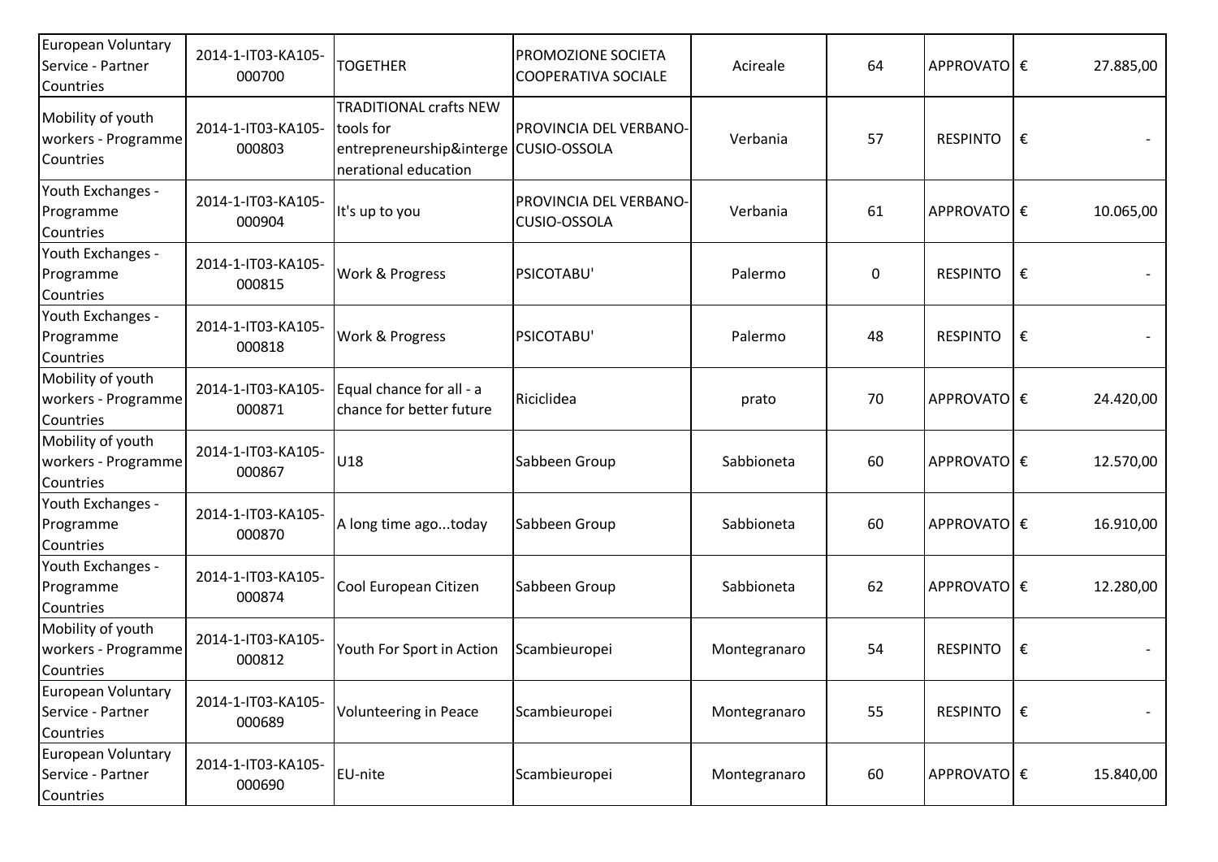| | | | | | | | | |
|---|---|---|---|---|---|---|---|---|
| European Voluntary Service - Partner Countries | 2014-1-IT03-KA105-000700 | TOGETHER | PROMOZIONE SOCIETA COOPERATIVA SOCIALE | Acireale | 64 | APPROVATO | € | 27.885,00 |
| Mobility of youth workers - Programme Countries | 2014-1-IT03-KA105-000803 | TRADITIONAL crafts NEW tools for entrepreneurship&intergenerational education | PROVINCIA DEL VERBANO-CUSIO-OSSOLA | Verbania | 57 | RESPINTO | € | - |
| Youth Exchanges - Programme Countries | 2014-1-IT03-KA105-000904 | It's up to you | PROVINCIA DEL VERBANO-CUSIO-OSSOLA | Verbania | 61 | APPROVATO | € | 10.065,00 |
| Youth Exchanges - Programme Countries | 2014-1-IT03-KA105-000815 | Work & Progress | PSICOTABU' | Palermo | 0 | RESPINTO | € | - |
| Youth Exchanges - Programme Countries | 2014-1-IT03-KA105-000818 | Work & Progress | PSICOTABU' | Palermo | 48 | RESPINTO | € | - |
| Mobility of youth workers - Programme Countries | 2014-1-IT03-KA105-000871 | Equal chance for all - a chance for better future | Riciclidea | prato | 70 | APPROVATO | € | 24.420,00 |
| Mobility of youth workers - Programme Countries | 2014-1-IT03-KA105-000867 | U18 | Sabbeen Group | Sabbioneta | 60 | APPROVATO | € | 12.570,00 |
| Youth Exchanges - Programme Countries | 2014-1-IT03-KA105-000870 | A long time ago...today | Sabbeen Group | Sabbioneta | 60 | APPROVATO | € | 16.910,00 |
| Youth Exchanges - Programme Countries | 2014-1-IT03-KA105-000874 | Cool European Citizen | Sabbeen Group | Sabbioneta | 62 | APPROVATO | € | 12.280,00 |
| Mobility of youth workers - Programme Countries | 2014-1-IT03-KA105-000812 | Youth For Sport in Action | Scambieuropei | Montegranaro | 54 | RESPINTO | € | - |
| European Voluntary Service - Partner Countries | 2014-1-IT03-KA105-000689 | Volunteering in Peace | Scambieuropei | Montegranaro | 55 | RESPINTO | € | - |
| European Voluntary Service - Partner Countries | 2014-1-IT03-KA105-000690 | EU-nite | Scambieuropei | Montegranaro | 60 | APPROVATO | € | 15.840,00 |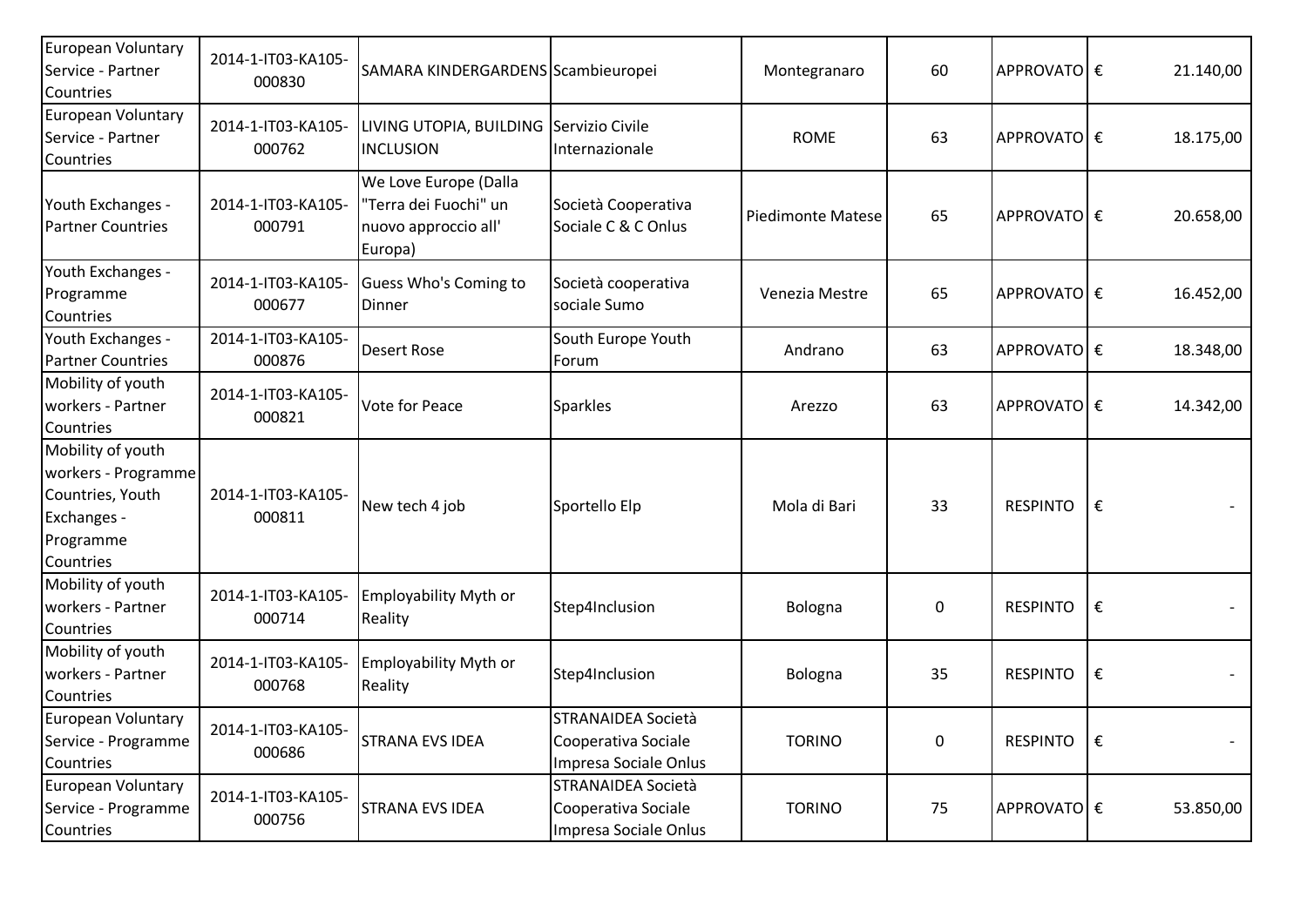| | | | | | | | | |
|---|---|---|---|---|---|---|---|---|
| European Voluntary Service - Partner Countries | 2014-1-IT03-KA105-000830 | SAMARA KINDERGARDENS | Scambieuropei | Montegranaro | 60 | APPROVATO | € | 21.140,00 |
| European Voluntary Service - Partner Countries | 2014-1-IT03-KA105-000762 | LIVING UTOPIA, BUILDING INCLUSION | Servizio Civile Internazionale | ROME | 63 | APPROVATO | € | 18.175,00 |
| Youth Exchanges - Partner Countries | 2014-1-IT03-KA105-000791 | We Love Europe (Dalla "Terra dei Fuochi" un nuovo approccio all' Europa) | Società Cooperativa Sociale C & C Onlus | Piedimonte Matese | 65 | APPROVATO | € | 20.658,00 |
| Youth Exchanges - Programme Countries | 2014-1-IT03-KA105-000677 | Guess Who's Coming to Dinner | Società cooperativa sociale Sumo | Venezia Mestre | 65 | APPROVATO | € | 16.452,00 |
| Youth Exchanges - Partner Countries | 2014-1-IT03-KA105-000876 | Desert Rose | South Europe Youth Forum | Andrano | 63 | APPROVATO | € | 18.348,00 |
| Mobility of youth workers - Partner Countries | 2014-1-IT03-KA105-000821 | Vote for Peace | Sparkles | Arezzo | 63 | APPROVATO | € | 14.342,00 |
| Mobility of youth workers - Programme Countries, Youth Exchanges - Programme Countries | 2014-1-IT03-KA105-000811 | New tech 4 job | Sportello Elp | Mola di Bari | 33 | RESPINTO | € | - |
| Mobility of youth workers - Partner Countries | 2014-1-IT03-KA105-000714 | Employability Myth or Reality | Step4Inclusion | Bologna | 0 | RESPINTO | € | - |
| Mobility of youth workers - Partner Countries | 2014-1-IT03-KA105-000768 | Employability Myth or Reality | Step4Inclusion | Bologna | 35 | RESPINTO | € | - |
| European Voluntary Service - Programme Countries | 2014-1-IT03-KA105-000686 | STRANA EVS IDEA | STRANAIDEA Società Cooperativa Sociale Impresa Sociale Onlus | TORINO | 0 | RESPINTO | € | - |
| European Voluntary Service - Programme Countries | 2014-1-IT03-KA105-000756 | STRANA EVS IDEA | STRANAIDEA Società Cooperativa Sociale Impresa Sociale Onlus | TORINO | 75 | APPROVATO | € | 53.850,00 |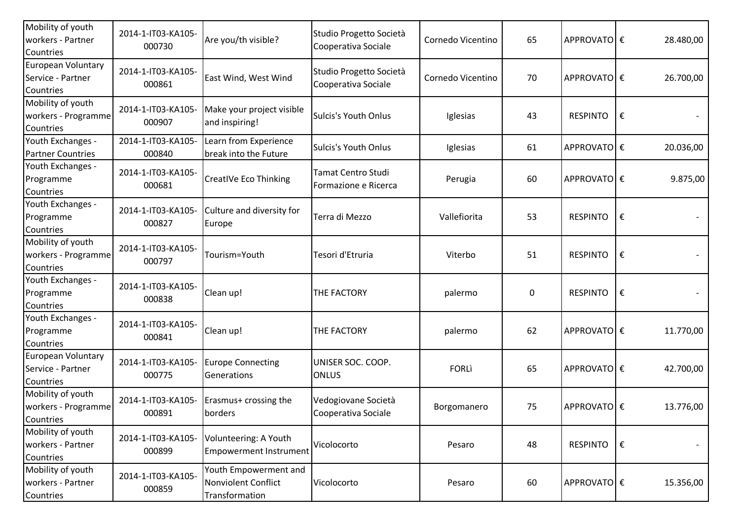| | | | | | | | | |
|---|---|---|---|---|---|---|---|---|
| Mobility of youth workers - Partner Countries | 2014-1-IT03-KA105-000730 | Are you/th visible? | Studio Progetto Società Cooperativa Sociale | Cornedo Vicentino | 65 | APPROVATO | € | 28.480,00 |
| European Voluntary Service - Partner Countries | 2014-1-IT03-KA105-000861 | East Wind, West Wind | Studio Progetto Società Cooperativa Sociale | Cornedo Vicentino | 70 | APPROVATO | € | 26.700,00 |
| Mobility of youth workers - Programme Countries | 2014-1-IT03-KA105-000907 | Make your project visible and inspiring! | Sulcis's Youth Onlus | Iglesias | 43 | RESPINTO | € | - |
| Youth Exchanges - Partner Countries | 2014-1-IT03-KA105-000840 | Learn from Experience break into the Future | Sulcis's Youth Onlus | Iglesias | 61 | APPROVATO | € | 20.036,00 |
| Youth Exchanges - Programme Countries | 2014-1-IT03-KA105-000681 | CreatIVe Eco Thinking | Tamat Centro Studi Formazione e Ricerca | Perugia | 60 | APPROVATO | € | 9.875,00 |
| Youth Exchanges - Programme Countries | 2014-1-IT03-KA105-000827 | Culture and diversity for Europe | Terra di Mezzo | Vallefiorita | 53 | RESPINTO | € | - |
| Mobility of youth workers - Programme Countries | 2014-1-IT03-KA105-000797 | Tourism=Youth | Tesori d'Etruria | Viterbo | 51 | RESPINTO | € | - |
| Youth Exchanges - Programme Countries | 2014-1-IT03-KA105-000838 | Clean up! | THE FACTORY | palermo | 0 | RESPINTO | € | - |
| Youth Exchanges - Programme Countries | 2014-1-IT03-KA105-000841 | Clean up! | THE FACTORY | palermo | 62 | APPROVATO | € | 11.770,00 |
| European Voluntary Service - Partner Countries | 2014-1-IT03-KA105-000775 | Europe Connecting Generations | UNISER SOC. COOP. ONLUS | FORLÌ | 65 | APPROVATO | € | 42.700,00 |
| Mobility of youth workers - Programme Countries | 2014-1-IT03-KA105-000891 | Erasmus+ crossing the borders | Vedogiovane Società Cooperativa Sociale | Borgomanero | 75 | APPROVATO | € | 13.776,00 |
| Mobility of youth workers - Partner Countries | 2014-1-IT03-KA105-000899 | Volunteering: A Youth Empowerment Instrument | Vicolocorto | Pesaro | 48 | RESPINTO | € | - |
| Mobility of youth workers - Partner Countries | 2014-1-IT03-KA105-000859 | Youth Empowerment and Nonviolent Conflict Transformation | Vicolocorto | Pesaro | 60 | APPROVATO | € | 15.356,00 |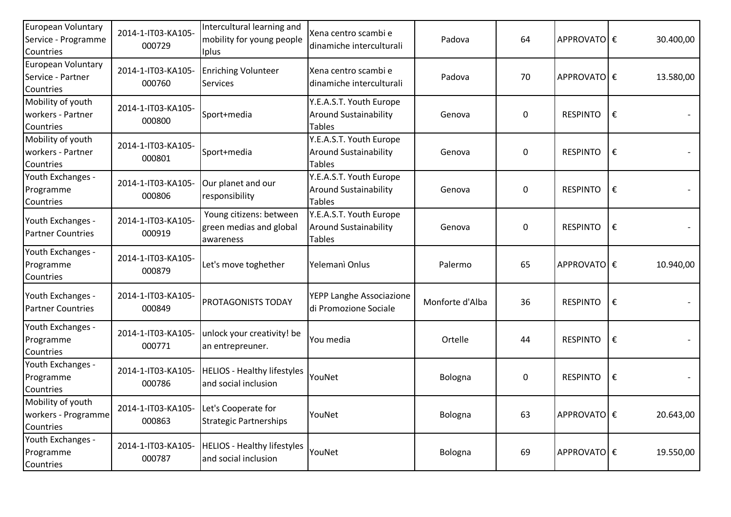| | | | | | | | |
|---|---|---|---|---|---|---|---|
| European Voluntary Service - Programme Countries | 2014-1-IT03-KA105-000729 | Intercultural learning and mobility for young people Iplus | Xena centro scambi e dinamiche interculturali | Padova | 64 | APPROVATO | € 30.400,00 |
| European Voluntary Service - Partner Countries | 2014-1-IT03-KA105-000760 | Enriching Volunteer Services | Xena centro scambi e dinamiche interculturali | Padova | 70 | APPROVATO | € 13.580,00 |
| Mobility of youth workers - Partner Countries | 2014-1-IT03-KA105-000800 | Sport+media | Y.E.A.S.T. Youth Europe Around Sustainability Tables | Genova | 0 | RESPINTO | € - |
| Mobility of youth workers - Partner Countries | 2014-1-IT03-KA105-000801 | Sport+media | Y.E.A.S.T. Youth Europe Around Sustainability Tables | Genova | 0 | RESPINTO | € - |
| Youth Exchanges - Programme Countries | 2014-1-IT03-KA105-000806 | Our planet and our responsibility | Y.E.A.S.T. Youth Europe Around Sustainability Tables | Genova | 0 | RESPINTO | € - |
| Youth Exchanges - Partner Countries | 2014-1-IT03-KA105-000919 | Young citizens: between green medias and global awareness | Y.E.A.S.T. Youth Europe Around Sustainability Tables | Genova | 0 | RESPINTO | € - |
| Youth Exchanges - Programme Countries | 2014-1-IT03-KA105-000879 | Let's move toghether | Yelemanì Onlus | Palermo | 65 | APPROVATO | € 10.940,00 |
| Youth Exchanges - Partner Countries | 2014-1-IT03-KA105-000849 | PROTAGONISTS TODAY | YEPP Langhe Associazione di Promozione Sociale | Monforte d'Alba | 36 | RESPINTO | € - |
| Youth Exchanges - Programme Countries | 2014-1-IT03-KA105-000771 | unlock your creativity! be an entrepreuner. | You media | Ortelle | 44 | RESPINTO | € - |
| Youth Exchanges - Programme Countries | 2014-1-IT03-KA105-000786 | HELIOS - Healthy lifestyles and social inclusion | YouNet | Bologna | 0 | RESPINTO | € - |
| Mobility of youth workers - Programme Countries | 2014-1-IT03-KA105-000863 | Let's Cooperate for Strategic Partnerships | YouNet | Bologna | 63 | APPROVATO | € 20.643,00 |
| Youth Exchanges - Programme Countries | 2014-1-IT03-KA105-000787 | HELIOS - Healthy lifestyles and social inclusion | YouNet | Bologna | 69 | APPROVATO | € 19.550,00 |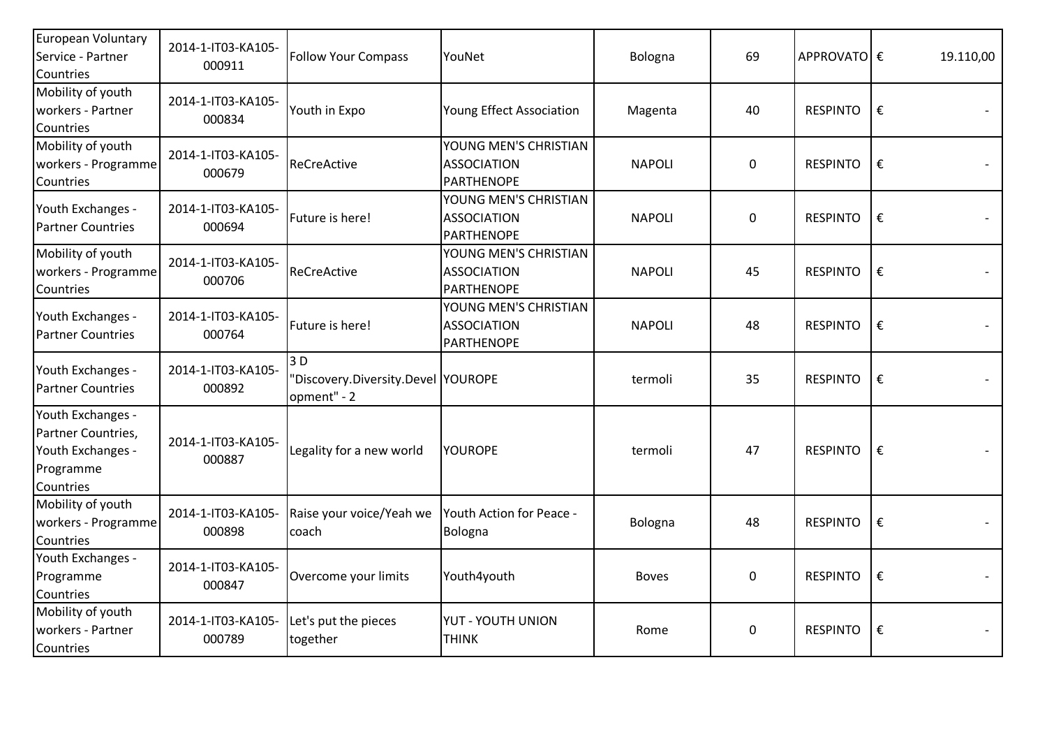| | | | | | | | |
|---|---|---|---|---|---|---|---|
| European Voluntary Service - Partner Countries | 2014-1-IT03-KA105-000911 | Follow Your Compass | YouNet | Bologna | 69 | APPROVATO | € 19.110,00 |
| Mobility of youth workers - Partner Countries | 2014-1-IT03-KA105-000834 | Youth in Expo | Young Effect Association | Magenta | 40 | RESPINTO | € - |
| Mobility of youth workers - Programme Countries | 2014-1-IT03-KA105-000679 | ReCreActive | YOUNG MEN'S CHRISTIAN ASSOCIATION PARTHENOPE | NAPOLI | 0 | RESPINTO | € - |
| Youth Exchanges - Partner Countries | 2014-1-IT03-KA105-000694 | Future is here! | YOUNG MEN'S CHRISTIAN ASSOCIATION PARTHENOPE | NAPOLI | 0 | RESPINTO | € - |
| Mobility of youth workers - Programme Countries | 2014-1-IT03-KA105-000706 | ReCreActive | YOUNG MEN'S CHRISTIAN ASSOCIATION PARTHENOPE | NAPOLI | 45 | RESPINTO | € - |
| Youth Exchanges - Partner Countries | 2014-1-IT03-KA105-000764 | Future is here! | YOUNG MEN'S CHRISTIAN ASSOCIATION PARTHENOPE | NAPOLI | 48 | RESPINTO | € - |
| Youth Exchanges - Partner Countries | 2014-1-IT03-KA105-000892 | 3 D "Discovery.Diversity.Development" - 2 | YOUROPE | termoli | 35 | RESPINTO | € - |
| Youth Exchanges - Partner Countries, Youth Exchanges - Programme Countries | 2014-1-IT03-KA105-000887 | Legality for a new world | YOUROPE | termoli | 47 | RESPINTO | € - |
| Mobility of youth workers - Programme Countries | 2014-1-IT03-KA105-000898 | Raise your voice/Yeah we coach | Youth Action for Peace - Bologna | Bologna | 48 | RESPINTO | € - |
| Youth Exchanges - Programme Countries | 2014-1-IT03-KA105-000847 | Overcome your limits | Youth4youth | Boves | 0 | RESPINTO | € - |
| Mobility of youth workers - Partner Countries | 2014-1-IT03-KA105-000789 | Let's put the pieces together | YUT - YOUTH UNION THINK | Rome | 0 | RESPINTO | € - |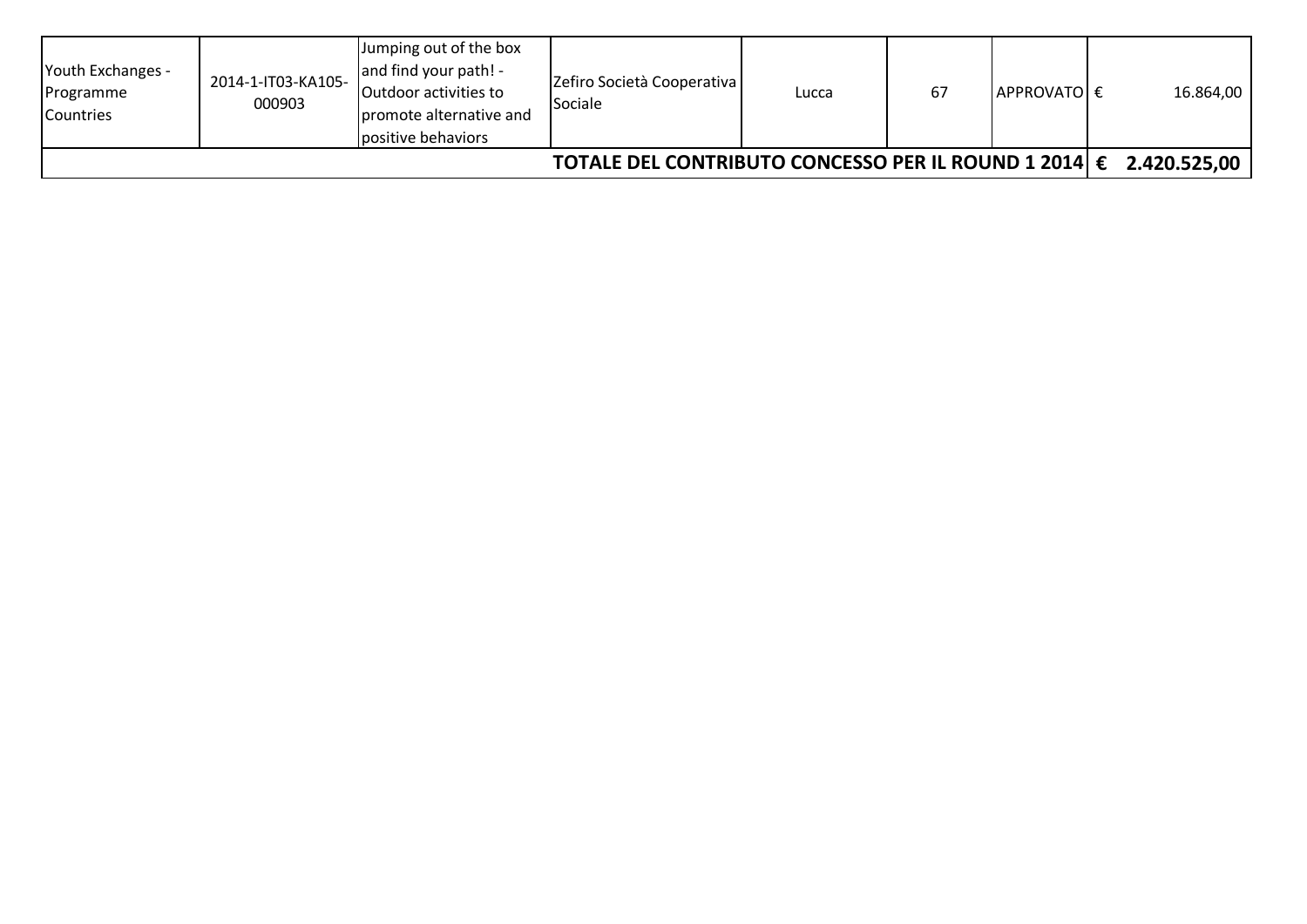| | | | | | | | | |
|---|---|---|---|---|---|---|---|---|
| Youth Exchanges - Programme Countries | 2014-1-IT03-KA105-000903 | Jumping out of the box and find your path! - Outdoor activities to promote alternative and positive behaviors | Zefiro Società Cooperativa Sociale | Lucca | 67 | APPROVATO | € | 16.864,00 |
| **TOTALE DEL CONTRIBUTO CONCESSO PER IL ROUND 1 2014** | | | | | | | **€** | **2.420.525,00** |